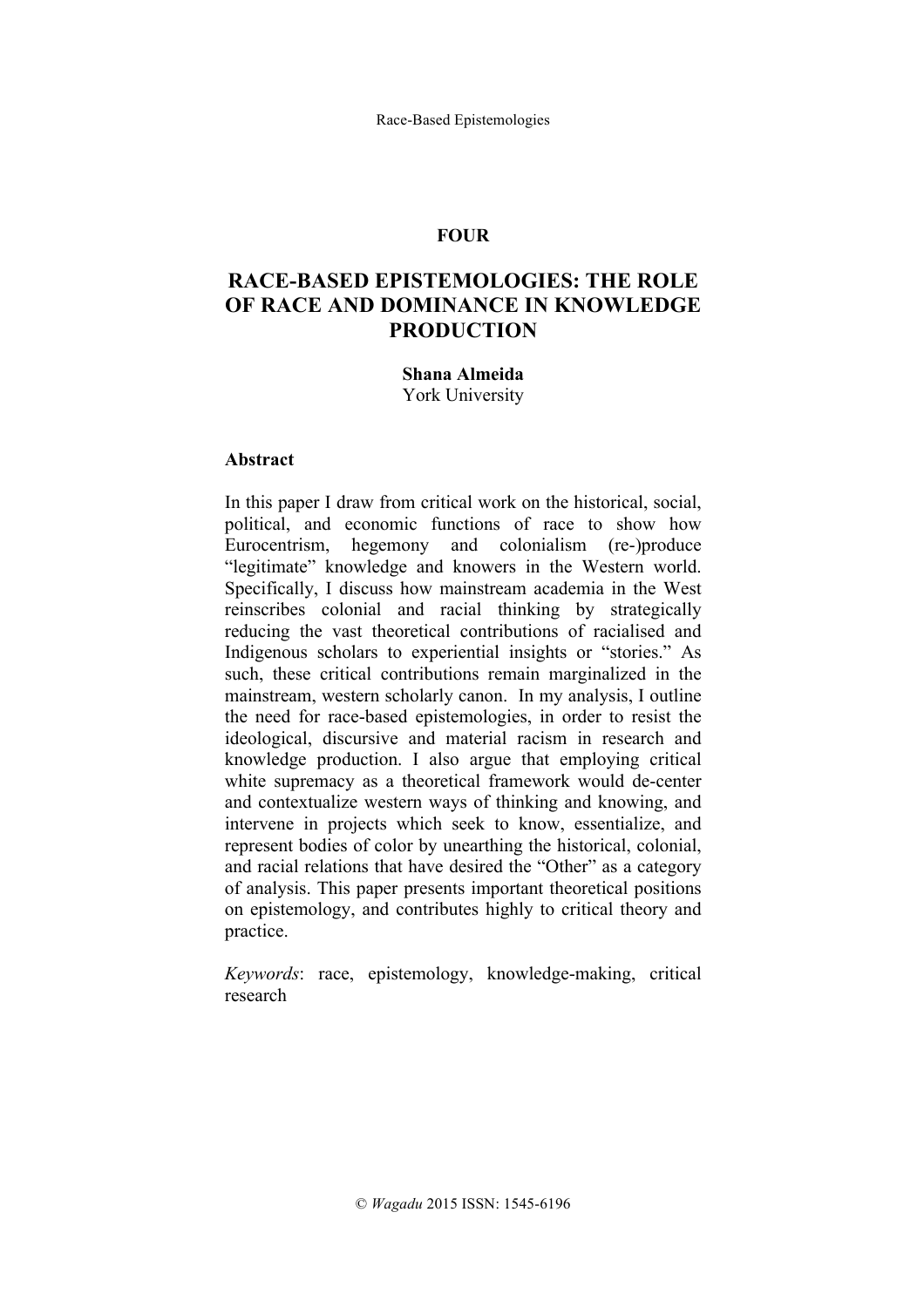FOUR

# RACE-BASED EPISTEMOLOGIES: THE ROLE OF RACE AND DOMINANCE IN KNOWLEDGE PRODUCTION

**Shana Almeida**
York University

## Abstract

In this paper I draw from critical work on the historical, social, political, and economic functions of race to show how Eurocentrism, hegemony and colonialism (re-)produce "legitimate" knowledge and knowers in the Western world. Specifically, I discuss how mainstream academia in the West reinscribes colonial and racial thinking by strategically reducing the vast theoretical contributions of racialised and Indigenous scholars to experiential insights or "stories." As such, these critical contributions remain marginalized in the mainstream, western scholarly canon. In my analysis, I outline the need for race-based epistemologies, in order to resist the ideological, discursive and material racism in research and knowledge production. I also argue that employing critical white supremacy as a theoretical framework would de-center and contextualize western ways of thinking and knowing, and intervene in projects which seek to know, essentialize, and represent bodies of color by unearthing the historical, colonial, and racial relations that have desired the "Other" as a category of analysis. This paper presents important theoretical positions on epistemology, and contributes highly to critical theory and practice.

*Keywords*: race, epistemology, knowledge-making, critical research

© *Wagadu* 2015 ISSN: 1545-6196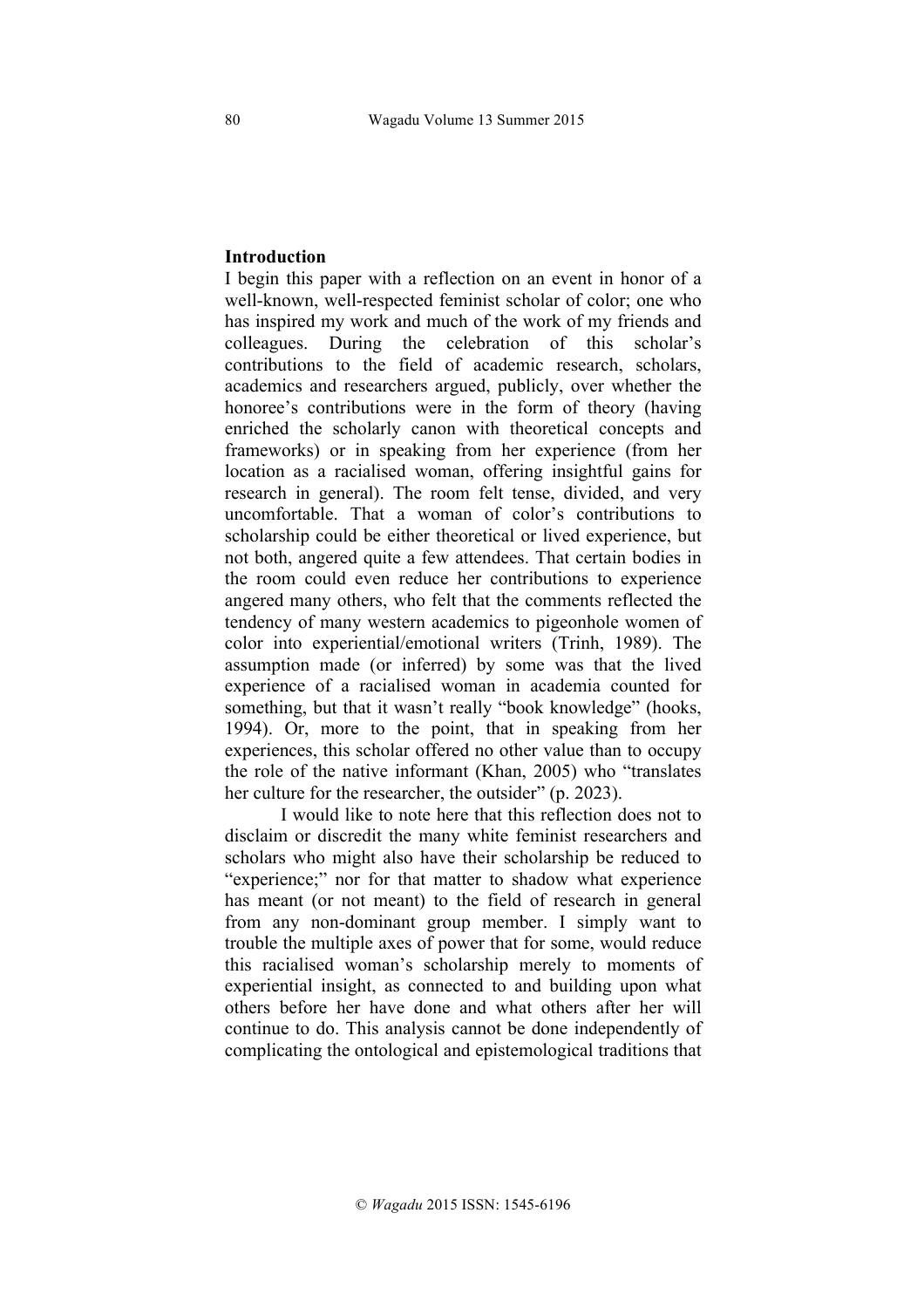## Introduction

I begin this paper with a reflection on an event in honor of a well-known, well-respected feminist scholar of color; one who has inspired my work and much of the work of my friends and colleagues. During the celebration of this scholar's contributions to the field of academic research, scholars, academics and researchers argued, publicly, over whether the honoree's contributions were in the form of theory (having enriched the scholarly canon with theoretical concepts and frameworks) or in speaking from her experience (from her location as a racialised woman, offering insightful gains for research in general). The room felt tense, divided, and very uncomfortable. That a woman of color's contributions to scholarship could be either theoretical or lived experience, but not both, angered quite a few attendees. That certain bodies in the room could even reduce her contributions to experience angered many others, who felt that the comments reflected the tendency of many western academics to pigeonhole women of color into experiential/emotional writers (Trinh, 1989). The assumption made (or inferred) by some was that the lived experience of a racialised woman in academia counted for something, but that it wasn't really "book knowledge" (hooks, 1994). Or, more to the point, that in speaking from her experiences, this scholar offered no other value than to occupy the role of the native informant (Khan, 2005) who "translates her culture for the researcher, the outsider" (p. 2023).

I would like to note here that this reflection does not to disclaim or discredit the many white feminist researchers and scholars who might also have their scholarship be reduced to "experience;" nor for that matter to shadow what experience has meant (or not meant) to the field of research in general from any non-dominant group member. I simply want to trouble the multiple axes of power that for some, would reduce this racialised woman's scholarship merely to moments of experiential insight, as connected to and building upon what others before her have done and what others after her will continue to do. This analysis cannot be done independently of complicating the ontological and epistemological traditions that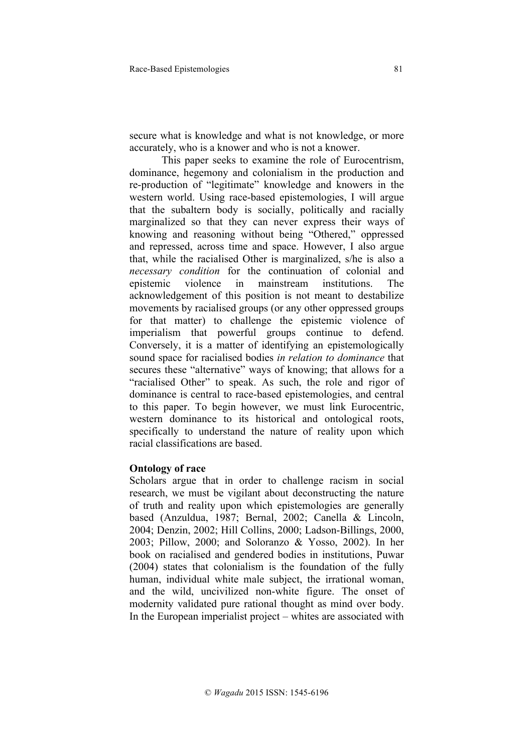secure what is knowledge and what is not knowledge, or more accurately, who is a knower and who is not a knower.

This paper seeks to examine the role of Eurocentrism, dominance, hegemony and colonialism in the production and re-production of "legitimate" knowledge and knowers in the western world. Using race-based epistemologies, I will argue that the subaltern body is socially, politically and racially marginalized so that they can never express their ways of knowing and reasoning without being "Othered," oppressed and repressed, across time and space. However, I also argue that, while the racialised Other is marginalized, s/he is also a *necessary condition* for the continuation of colonial and epistemic violence in mainstream institutions. The acknowledgement of this position is not meant to destabilize movements by racialised groups (or any other oppressed groups for that matter) to challenge the epistemic violence of imperialism that powerful groups continue to defend. Conversely, it is a matter of identifying an epistemologically sound space for racialised bodies *in relation to dominance* that secures these "alternative" ways of knowing; that allows for a "racialised Other" to speak. As such, the role and rigor of dominance is central to race-based epistemologies, and central to this paper. To begin however, we must link Eurocentric, western dominance to its historical and ontological roots, specifically to understand the nature of reality upon which racial classifications are based.

**Ontology of race**

Scholars argue that in order to challenge racism in social research, we must be vigilant about deconstructing the nature of truth and reality upon which epistemologies are generally based (Anzuldua, 1987; Bernal, 2002; Canella & Lincoln, 2004; Denzin, 2002; Hill Collins, 2000; Ladson-Billings, 2000, 2003; Pillow, 2000; and Soloranzo & Yosso, 2002). In her book on racialised and gendered bodies in institutions, Puwar (2004) states that colonialism is the foundation of the fully human, individual white male subject, the irrational woman, and the wild, uncivilized non-white figure. The onset of modernity validated pure rational thought as mind over body. In the European imperialist project – whites are associated with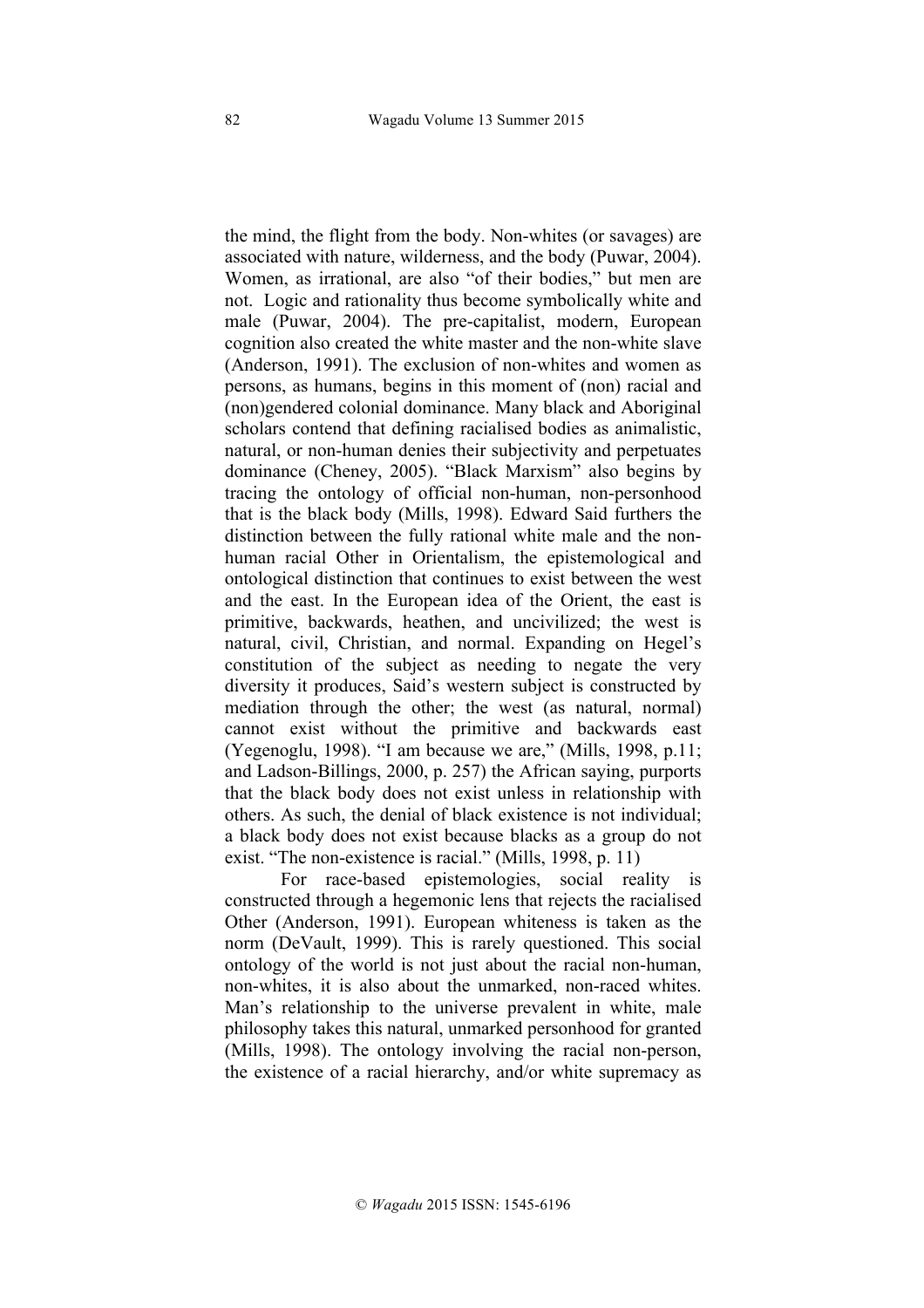the mind, the flight from the body. Non-whites (or savages) are associated with nature, wilderness, and the body (Puwar, 2004). Women, as irrational, are also "of their bodies," but men are not. Logic and rationality thus become symbolically white and male (Puwar, 2004). The pre-capitalist, modern, European cognition also created the white master and the non-white slave (Anderson, 1991). The exclusion of non-whites and women as persons, as humans, begins in this moment of (non) racial and (non)gendered colonial dominance. Many black and Aboriginal scholars contend that defining racialised bodies as animalistic, natural, or non-human denies their subjectivity and perpetuates dominance (Cheney, 2005). "Black Marxism" also begins by tracing the ontology of official non-human, non-personhood that is the black body (Mills, 1998). Edward Said furthers the distinction between the fully rational white male and the non-human racial Other in Orientalism, the epistemological and ontological distinction that continues to exist between the west and the east. In the European idea of the Orient, the east is primitive, backwards, heathen, and uncivilized; the west is natural, civil, Christian, and normal. Expanding on Hegel's constitution of the subject as needing to negate the very diversity it produces, Said's western subject is constructed by mediation through the other; the west (as natural, normal) cannot exist without the primitive and backwards east (Yegenoglu, 1998). "I am because we are," (Mills, 1998, p.11; and Ladson-Billings, 2000, p. 257) the African saying, purports that the black body does not exist unless in relationship with others. As such, the denial of black existence is not individual; a black body does not exist because blacks as a group do not exist. "The non-existence is racial." (Mills, 1998, p. 11)

For race-based epistemologies, social reality is constructed through a hegemonic lens that rejects the racialised Other (Anderson, 1991). European whiteness is taken as the norm (DeVault, 1999). This is rarely questioned. This social ontology of the world is not just about the racial non-human, non-whites, it is also about the unmarked, non-raced whites. Man's relationship to the universe prevalent in white, male philosophy takes this natural, unmarked personhood for granted (Mills, 1998). The ontology involving the racial non-person, the existence of a racial hierarchy, and/or white supremacy as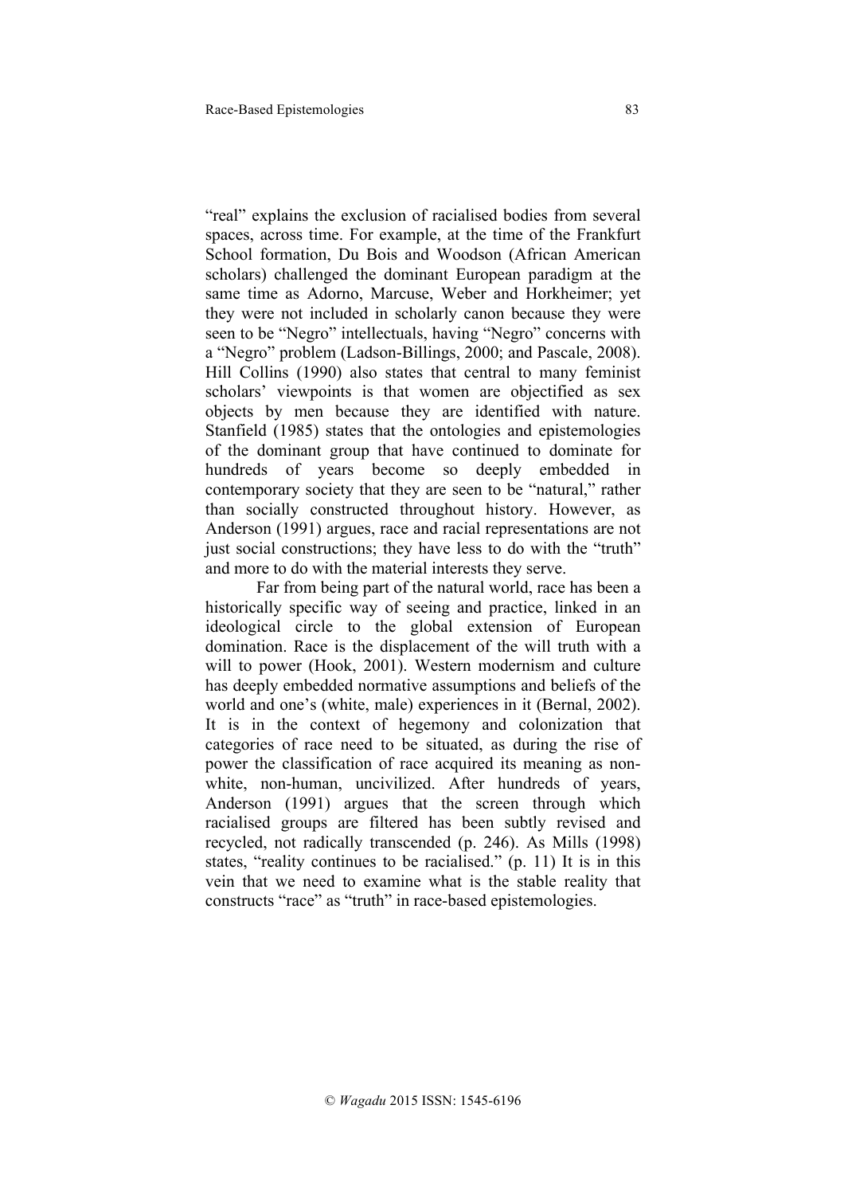"real" explains the exclusion of racialised bodies from several spaces, across time. For example, at the time of the Frankfurt School formation, Du Bois and Woodson (African American scholars) challenged the dominant European paradigm at the same time as Adorno, Marcuse, Weber and Horkheimer; yet they were not included in scholarly canon because they were seen to be "Negro" intellectuals, having "Negro" concerns with a "Negro" problem (Ladson-Billings, 2000; and Pascale, 2008). Hill Collins (1990) also states that central to many feminist scholars' viewpoints is that women are objectified as sex objects by men because they are identified with nature. Stanfield (1985) states that the ontologies and epistemologies of the dominant group that have continued to dominate for hundreds of years become so deeply embedded in contemporary society that they are seen to be "natural," rather than socially constructed throughout history. However, as Anderson (1991) argues, race and racial representations are not just social constructions; they have less to do with the "truth" and more to do with the material interests they serve.

Far from being part of the natural world, race has been a historically specific way of seeing and practice, linked in an ideological circle to the global extension of European domination. Race is the displacement of the will truth with a will to power (Hook, 2001). Western modernism and culture has deeply embedded normative assumptions and beliefs of the world and one's (white, male) experiences in it (Bernal, 2002). It is in the context of hegemony and colonization that categories of race need to be situated, as during the rise of power the classification of race acquired its meaning as non-white, non-human, uncivilized. After hundreds of years, Anderson (1991) argues that the screen through which racialised groups are filtered has been subtly revised and recycled, not radically transcended (p. 246). As Mills (1998) states, "reality continues to be racialised." (p. 11) It is in this vein that we need to examine what is the stable reality that constructs "race" as "truth" in race-based epistemologies.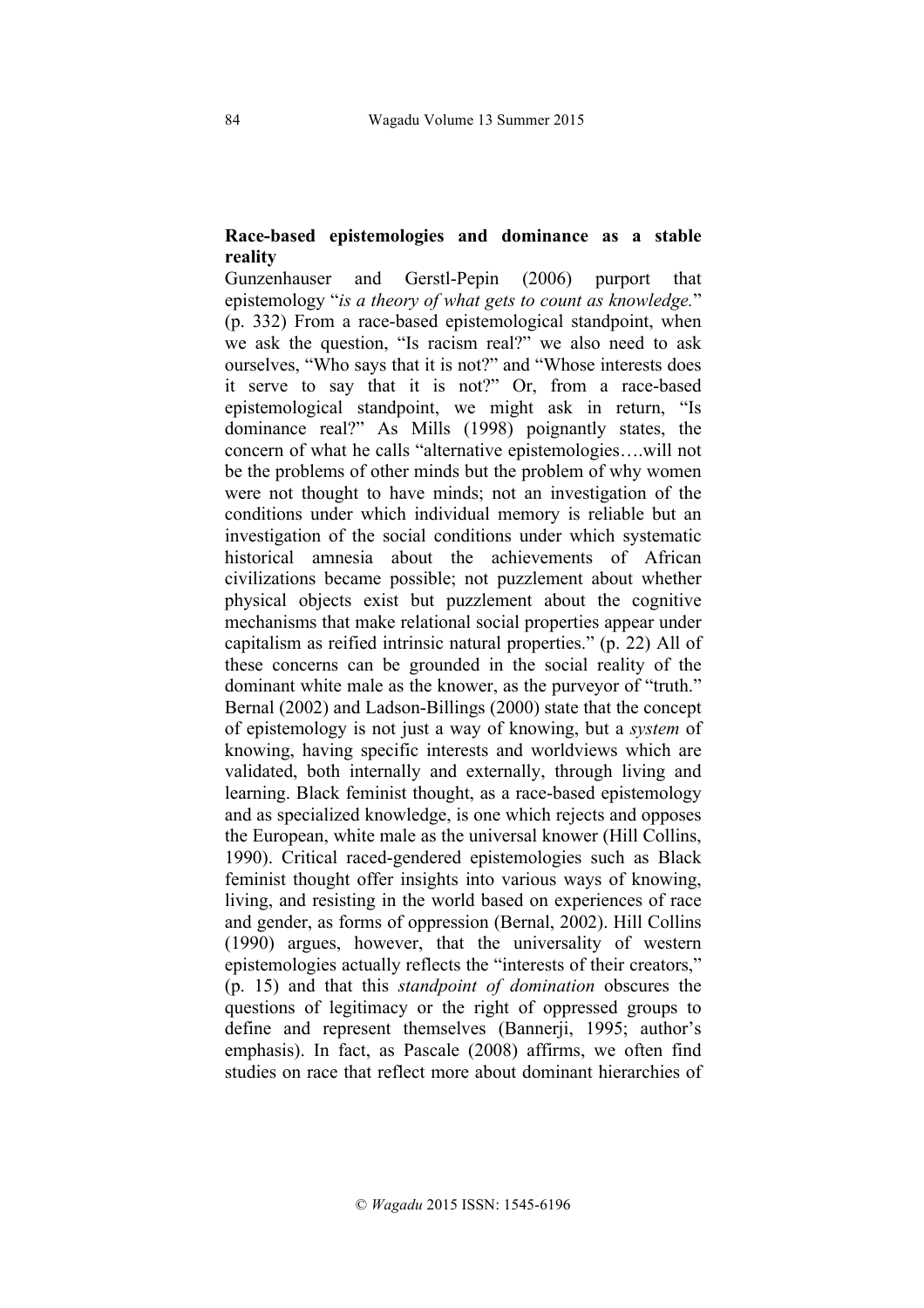## Race-based epistemologies and dominance as a stable reality

Gunzenhauser and Gerstl-Pepin (2006) purport that epistemology "*is a theory of what gets to count as knowledge.*" (p. 332) From a race-based epistemological standpoint, when we ask the question, "Is racism real?" we also need to ask ourselves, "Who says that it is not?" and "Whose interests does it serve to say that it is not?" Or, from a race-based epistemological standpoint, we might ask in return, "Is dominance real?" As Mills (1998) poignantly states, the concern of what he calls "alternative epistemologies….will not be the problems of other minds but the problem of why women were not thought to have minds; not an investigation of the conditions under which individual memory is reliable but an investigation of the social conditions under which systematic historical amnesia about the achievements of African civilizations became possible; not puzzlement about whether physical objects exist but puzzlement about the cognitive mechanisms that make relational social properties appear under capitalism as reified intrinsic natural properties." (p. 22) All of these concerns can be grounded in the social reality of the dominant white male as the knower, as the purveyor of "truth." Bernal (2002) and Ladson-Billings (2000) state that the concept of epistemology is not just a way of knowing, but a *system* of knowing, having specific interests and worldviews which are validated, both internally and externally, through living and learning. Black feminist thought, as a race-based epistemology and as specialized knowledge, is one which rejects and opposes the European, white male as the universal knower (Hill Collins, 1990). Critical raced-gendered epistemologies such as Black feminist thought offer insights into various ways of knowing, living, and resisting in the world based on experiences of race and gender, as forms of oppression (Bernal, 2002). Hill Collins (1990) argues, however, that the universality of western epistemologies actually reflects the "interests of their creators," (p. 15) and that this *standpoint of domination* obscures the questions of legitimacy or the right of oppressed groups to define and represent themselves (Bannerji, 1995; author's emphasis). In fact, as Pascale (2008) affirms, we often find studies on race that reflect more about dominant hierarchies of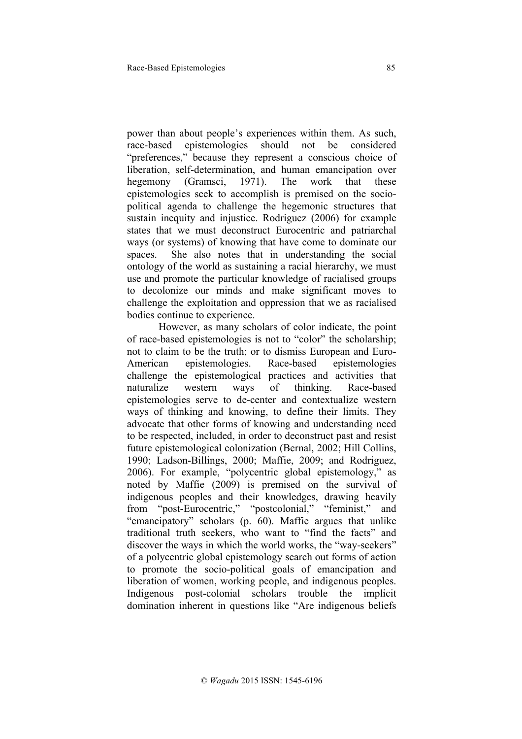power than about people's experiences within them. As such, race-based epistemologies should not be considered "preferences," because they represent a conscious choice of liberation, self-determination, and human emancipation over hegemony (Gramsci, 1971). The work that these epistemologies seek to accomplish is premised on the socio-political agenda to challenge the hegemonic structures that sustain inequity and injustice. Rodriguez (2006) for example states that we must deconstruct Eurocentric and patriarchal ways (or systems) of knowing that have come to dominate our spaces. She also notes that in understanding the social ontology of the world as sustaining a racial hierarchy, we must use and promote the particular knowledge of racialised groups to decolonize our minds and make significant moves to challenge the exploitation and oppression that we as racialised bodies continue to experience.

However, as many scholars of color indicate, the point of race-based epistemologies is not to "color" the scholarship; not to claim to be the truth; or to dismiss European and Euro-American epistemologies. Race-based epistemologies challenge the epistemological practices and activities that naturalize western ways of thinking. Race-based epistemologies serve to de-center and contextualize western ways of thinking and knowing, to define their limits. They advocate that other forms of knowing and understanding need to be respected, included, in order to deconstruct past and resist future epistemological colonization (Bernal, 2002; Hill Collins, 1990; Ladson-Billings, 2000; Maffie, 2009; and Rodriguez, 2006). For example, "polycentric global epistemology," as noted by Maffie (2009) is premised on the survival of indigenous peoples and their knowledges, drawing heavily from "post-Eurocentric," "postcolonial," "feminist," and "emancipatory" scholars (p. 60). Maffie argues that unlike traditional truth seekers, who want to "find the facts" and discover the ways in which the world works, the "way-seekers" of a polycentric global epistemology search out forms of action to promote the socio-political goals of emancipation and liberation of women, working people, and indigenous peoples. Indigenous post-colonial scholars trouble the implicit domination inherent in questions like "Are indigenous beliefs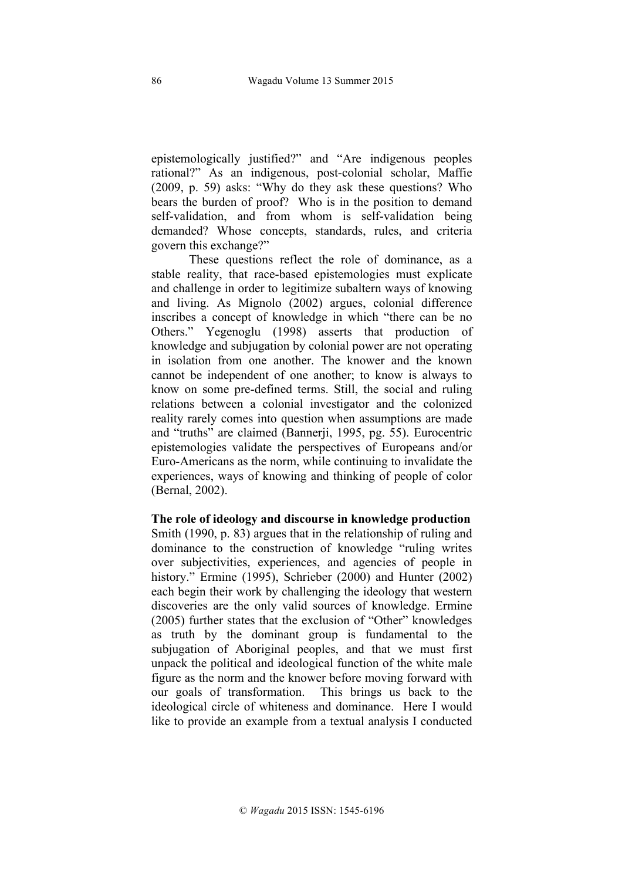epistemologically justified?" and "Are indigenous peoples rational?" As an indigenous, post-colonial scholar, Maffie (2009, p. 59) asks: "Why do they ask these questions? Who bears the burden of proof? Who is in the position to demand self-validation, and from whom is self-validation being demanded? Whose concepts, standards, rules, and criteria govern this exchange?"

These questions reflect the role of dominance, as a stable reality, that race-based epistemologies must explicate and challenge in order to legitimize subaltern ways of knowing and living. As Mignolo (2002) argues, colonial difference inscribes a concept of knowledge in which "there can be no Others." Yegenoglu (1998) asserts that production of knowledge and subjugation by colonial power are not operating in isolation from one another. The knower and the known cannot be independent of one another; to know is always to know on some pre-defined terms. Still, the social and ruling relations between a colonial investigator and the colonized reality rarely comes into question when assumptions are made and "truths" are claimed (Bannerji, 1995, pg. 55). Eurocentric epistemologies validate the perspectives of Europeans and/or Euro-Americans as the norm, while continuing to invalidate the experiences, ways of knowing and thinking of people of color (Bernal, 2002).

**The role of ideology and discourse in knowledge production**

Smith (1990, p. 83) argues that in the relationship of ruling and dominance to the construction of knowledge "ruling writes over subjectivities, experiences, and agencies of people in history." Ermine (1995), Schrieber (2000) and Hunter (2002) each begin their work by challenging the ideology that western discoveries are the only valid sources of knowledge. Ermine (2005) further states that the exclusion of "Other" knowledges as truth by the dominant group is fundamental to the subjugation of Aboriginal peoples, and that we must first unpack the political and ideological function of the white male figure as the norm and the knower before moving forward with our goals of transformation. This brings us back to the ideological circle of whiteness and dominance. Here I would like to provide an example from a textual analysis I conducted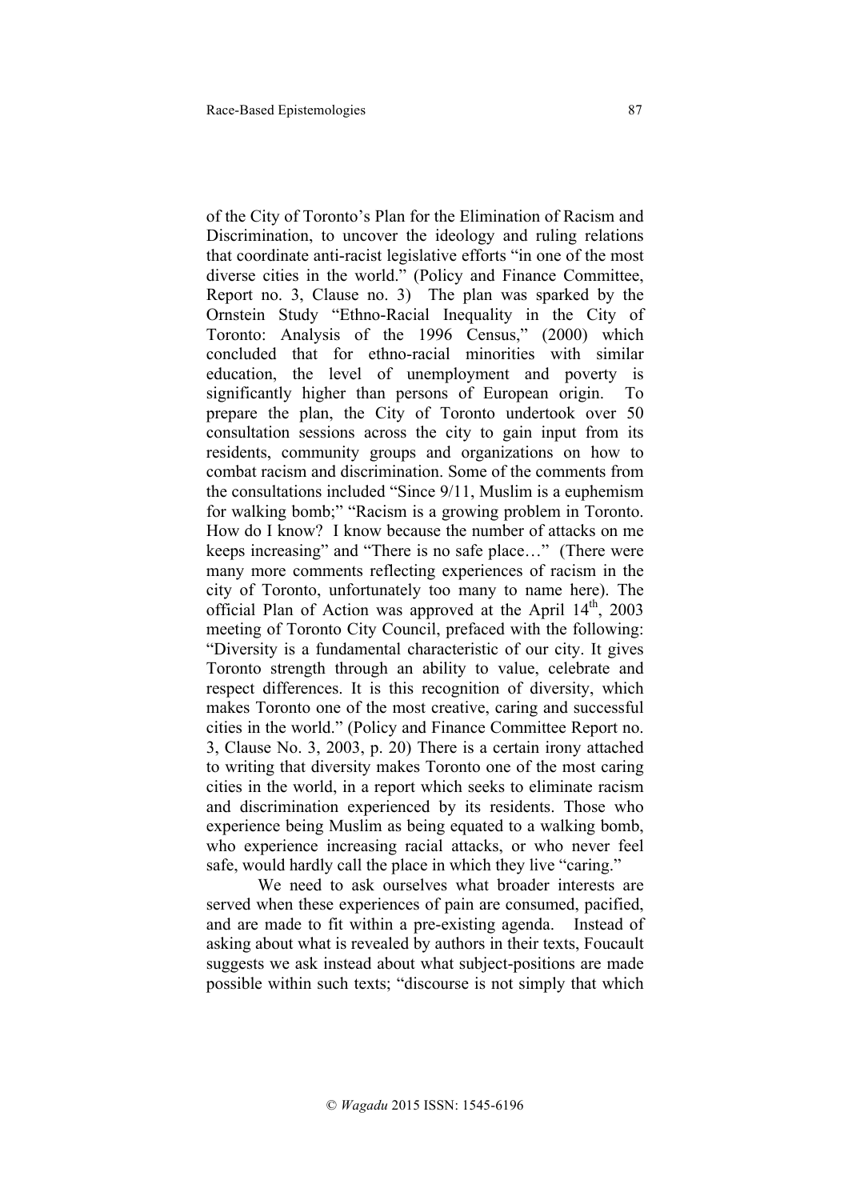of the City of Toronto's Plan for the Elimination of Racism and Discrimination, to uncover the ideology and ruling relations that coordinate anti-racist legislative efforts "in one of the most diverse cities in the world." (Policy and Finance Committee, Report no. 3, Clause no. 3) The plan was sparked by the Ornstein Study "Ethno-Racial Inequality in the City of Toronto: Analysis of the 1996 Census," (2000) which concluded that for ethno-racial minorities with similar education, the level of unemployment and poverty is significantly higher than persons of European origin. To prepare the plan, the City of Toronto undertook over 50 consultation sessions across the city to gain input from its residents, community groups and organizations on how to combat racism and discrimination. Some of the comments from the consultations included "Since 9/11, Muslim is a euphemism for walking bomb;" "Racism is a growing problem in Toronto. How do I know? I know because the number of attacks on me keeps increasing" and "There is no safe place…" (There were many more comments reflecting experiences of racism in the city of Toronto, unfortunately too many to name here). The official Plan of Action was approved at the April 14th, 2003 meeting of Toronto City Council, prefaced with the following: "Diversity is a fundamental characteristic of our city. It gives Toronto strength through an ability to value, celebrate and respect differences. It is this recognition of diversity, which makes Toronto one of the most creative, caring and successful cities in the world." (Policy and Finance Committee Report no. 3, Clause No. 3, 2003, p. 20) There is a certain irony attached to writing that diversity makes Toronto one of the most caring cities in the world, in a report which seeks to eliminate racism and discrimination experienced by its residents. Those who experience being Muslim as being equated to a walking bomb, who experience increasing racial attacks, or who never feel safe, would hardly call the place in which they live "caring."

We need to ask ourselves what broader interests are served when these experiences of pain are consumed, pacified, and are made to fit within a pre-existing agenda. Instead of asking about what is revealed by authors in their texts, Foucault suggests we ask instead about what subject-positions are made possible within such texts; "discourse is not simply that which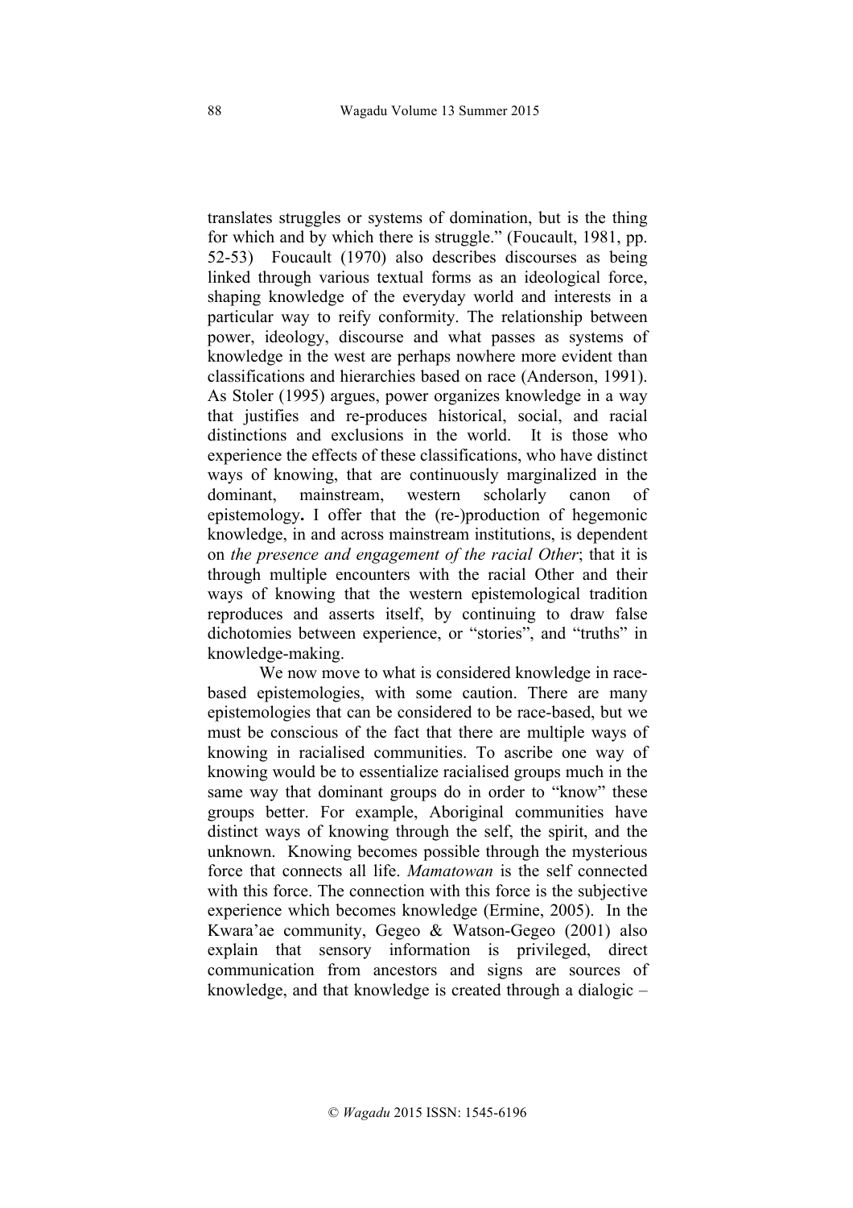translates struggles or systems of domination, but is the thing for which and by which there is struggle." (Foucault, 1981, pp. 52-53) Foucault (1970) also describes discourses as being linked through various textual forms as an ideological force, shaping knowledge of the everyday world and interests in a particular way to reify conformity. The relationship between power, ideology, discourse and what passes as systems of knowledge in the west are perhaps nowhere more evident than classifications and hierarchies based on race (Anderson, 1991). As Stoler (1995) argues, power organizes knowledge in a way that justifies and re-produces historical, social, and racial distinctions and exclusions in the world. It is those who experience the effects of these classifications, who have distinct ways of knowing, that are continuously marginalized in the dominant, mainstream, western scholarly canon of epistemology**.** I offer that the (re-)production of hegemonic knowledge, in and across mainstream institutions, is dependent on *the presence and engagement of the racial Other*; that it is through multiple encounters with the racial Other and their ways of knowing that the western epistemological tradition reproduces and asserts itself, by continuing to draw false dichotomies between experience, or "stories", and "truths" in knowledge-making.

We now move to what is considered knowledge in race-based epistemologies, with some caution. There are many epistemologies that can be considered to be race-based, but we must be conscious of the fact that there are multiple ways of knowing in racialised communities. To ascribe one way of knowing would be to essentialize racialised groups much in the same way that dominant groups do in order to "know" these groups better. For example, Aboriginal communities have distinct ways of knowing through the self, the spirit, and the unknown. Knowing becomes possible through the mysterious force that connects all life. *Mamatowan* is the self connected with this force. The connection with this force is the subjective experience which becomes knowledge (Ermine, 2005). In the Kwara'ae community, Gegeo & Watson-Gegeo (2001) also explain that sensory information is privileged, direct communication from ancestors and signs are sources of knowledge, and that knowledge is created through a dialogic –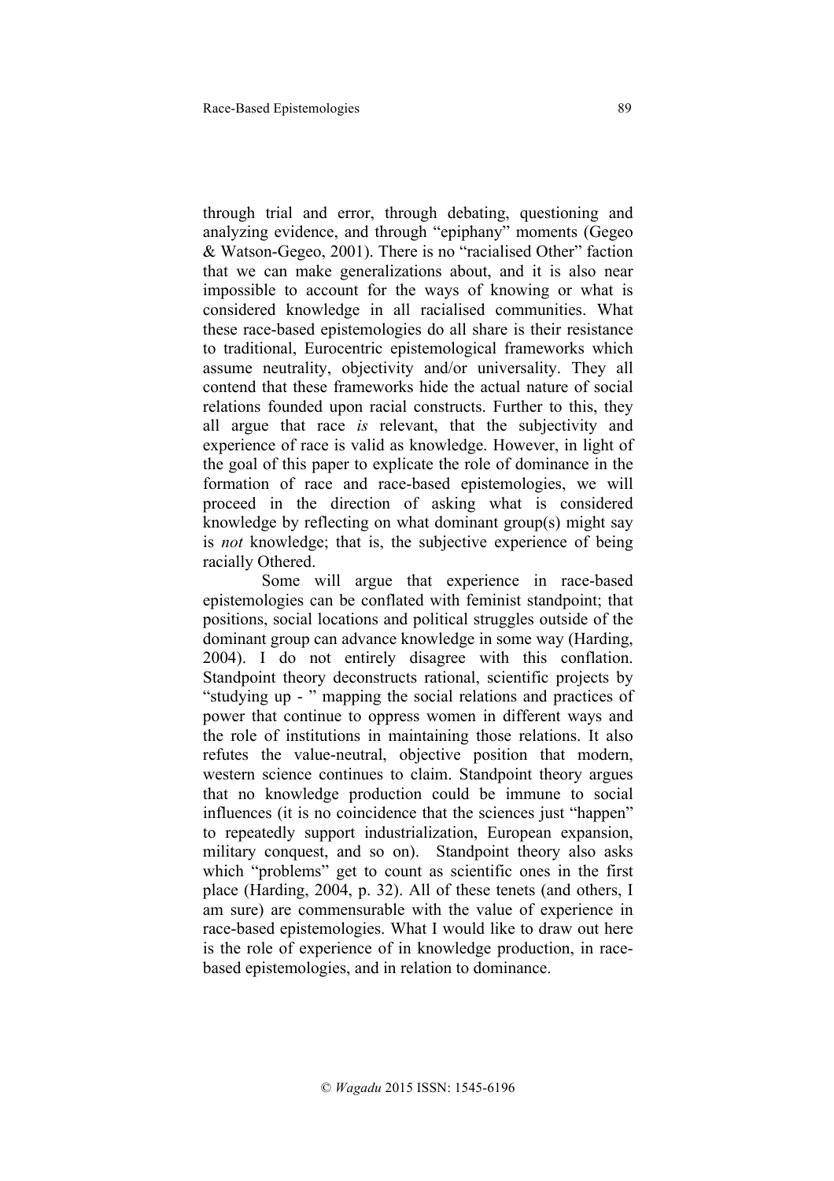through trial and error, through debating, questioning and analyzing evidence, and through "epiphany" moments (Gegeo & Watson-Gegeo, 2001). There is no "racialised Other" faction that we can make generalizations about, and it is also near impossible to account for the ways of knowing or what is considered knowledge in all racialised communities. What these race-based epistemologies do all share is their resistance to traditional, Eurocentric epistemological frameworks which assume neutrality, objectivity and/or universality. They all contend that these frameworks hide the actual nature of social relations founded upon racial constructs. Further to this, they all argue that race *is* relevant, that the subjectivity and experience of race is valid as knowledge. However, in light of the goal of this paper to explicate the role of dominance in the formation of race and race-based epistemologies, we will proceed in the direction of asking what is considered knowledge by reflecting on what dominant group(s) might say is *not* knowledge; that is, the subjective experience of being racially Othered.

Some will argue that experience in race-based epistemologies can be conflated with feminist standpoint; that positions, social locations and political struggles outside of the dominant group can advance knowledge in some way (Harding, 2004). I do not entirely disagree with this conflation. Standpoint theory deconstructs rational, scientific projects by "studying up - " mapping the social relations and practices of power that continue to oppress women in different ways and the role of institutions in maintaining those relations. It also refutes the value-neutral, objective position that modern, western science continues to claim. Standpoint theory argues that no knowledge production could be immune to social influences (it is no coincidence that the sciences just "happen" to repeatedly support industrialization, European expansion, military conquest, and so on). Standpoint theory also asks which "problems" get to count as scientific ones in the first place (Harding, 2004, p. 32). All of these tenets (and others, I am sure) are commensurable with the value of experience in race-based epistemologies. What I would like to draw out here is the role of experience of in knowledge production, in race-based epistemologies, and in relation to dominance.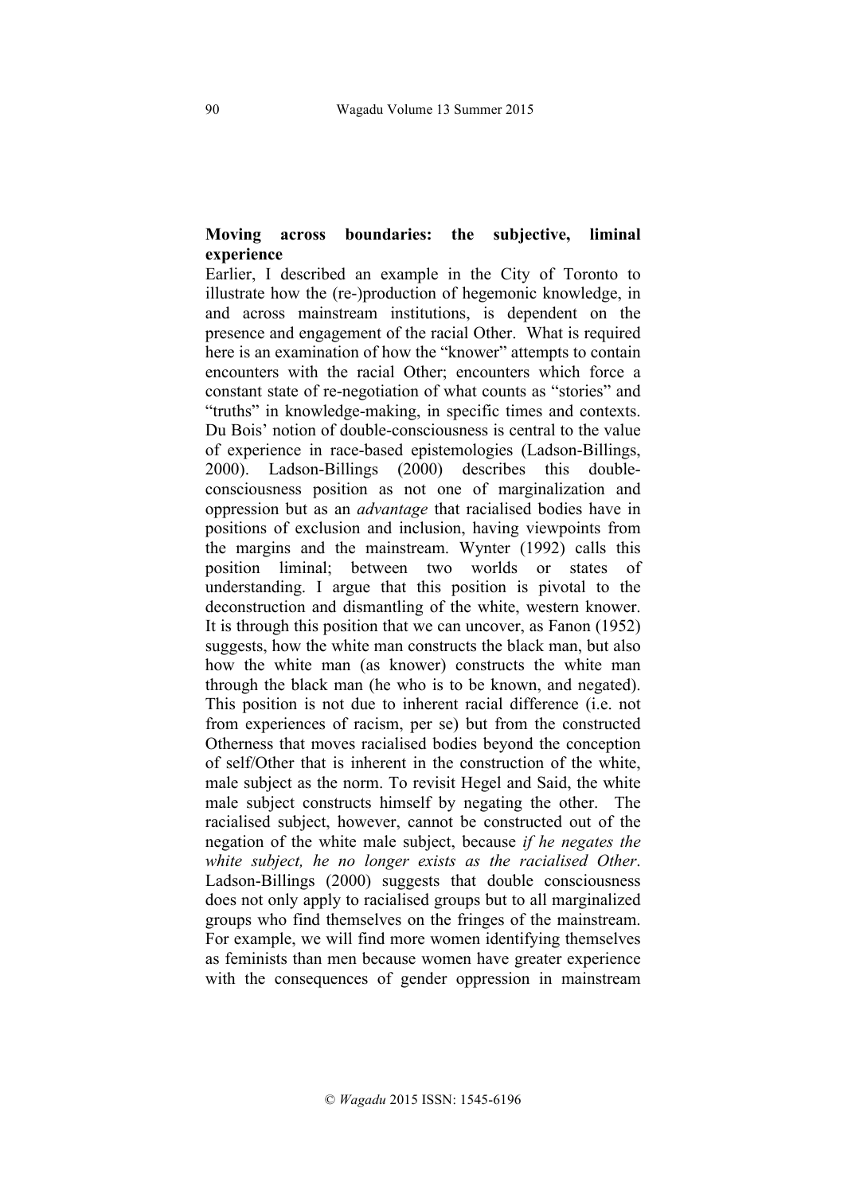## Moving across boundaries: the subjective, liminal experience

Earlier, I described an example in the City of Toronto to illustrate how the (re-)production of hegemonic knowledge, in and across mainstream institutions, is dependent on the presence and engagement of the racial Other. What is required here is an examination of how the "knower" attempts to contain encounters with the racial Other; encounters which force a constant state of re-negotiation of what counts as "stories" and "truths" in knowledge-making, in specific times and contexts. Du Bois' notion of double-consciousness is central to the value of experience in race-based epistemologies (Ladson-Billings, 2000). Ladson-Billings (2000) describes this double-consciousness position as not one of marginalization and oppression but as an *advantage* that racialised bodies have in positions of exclusion and inclusion, having viewpoints from the margins and the mainstream. Wynter (1992) calls this position liminal; between two worlds or states of understanding. I argue that this position is pivotal to the deconstruction and dismantling of the white, western knower. It is through this position that we can uncover, as Fanon (1952) suggests, how the white man constructs the black man, but also how the white man (as knower) constructs the white man through the black man (he who is to be known, and negated). This position is not due to inherent racial difference (i.e. not from experiences of racism, per se) but from the constructed Otherness that moves racialised bodies beyond the conception of self/Other that is inherent in the construction of the white, male subject as the norm. To revisit Hegel and Said, the white male subject constructs himself by negating the other. The racialised subject, however, cannot be constructed out of the negation of the white male subject, because *if he negates the white subject, he no longer exists as the racialised Other*. Ladson-Billings (2000) suggests that double consciousness does not only apply to racialised groups but to all marginalized groups who find themselves on the fringes of the mainstream. For example, we will find more women identifying themselves as feminists than men because women have greater experience with the consequences of gender oppression in mainstream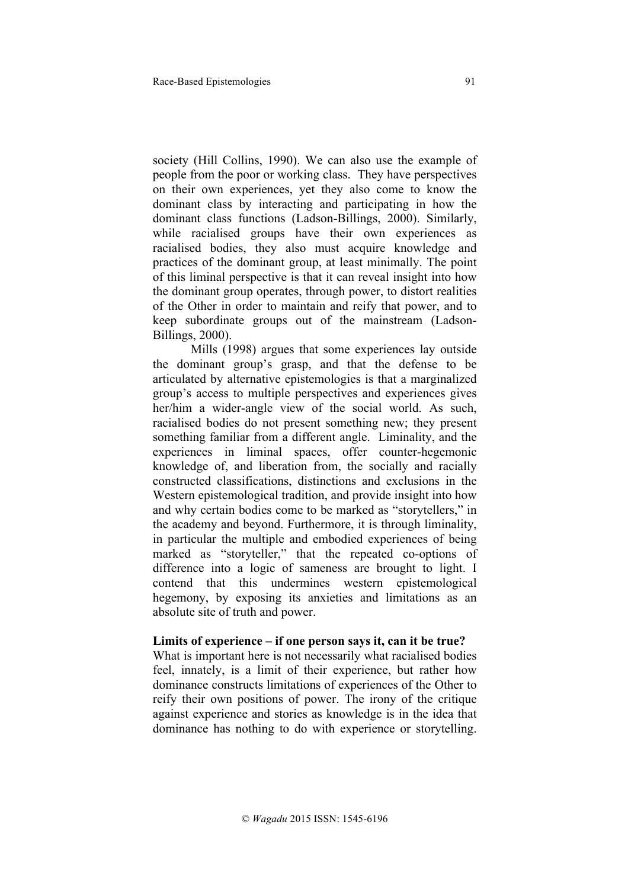society (Hill Collins, 1990). We can also use the example of people from the poor or working class. They have perspectives on their own experiences, yet they also come to know the dominant class by interacting and participating in how the dominant class functions (Ladson-Billings, 2000). Similarly, while racialised groups have their own experiences as racialised bodies, they also must acquire knowledge and practices of the dominant group, at least minimally. The point of this liminal perspective is that it can reveal insight into how the dominant group operates, through power, to distort realities of the Other in order to maintain and reify that power, and to keep subordinate groups out of the mainstream (Ladson-Billings, 2000).

Mills (1998) argues that some experiences lay outside the dominant group's grasp, and that the defense to be articulated by alternative epistemologies is that a marginalized group's access to multiple perspectives and experiences gives her/him a wider-angle view of the social world. As such, racialised bodies do not present something new; they present something familiar from a different angle. Liminality, and the experiences in liminal spaces, offer counter-hegemonic knowledge of, and liberation from, the socially and racially constructed classifications, distinctions and exclusions in the Western epistemological tradition, and provide insight into how and why certain bodies come to be marked as "storytellers," in the academy and beyond. Furthermore, it is through liminality, in particular the multiple and embodied experiences of being marked as "storyteller," that the repeated co-options of difference into a logic of sameness are brought to light. I contend that this undermines western epistemological hegemony, by exposing its anxieties and limitations as an absolute site of truth and power.

**Limits of experience – if one person says it, can it be true?**

What is important here is not necessarily what racialised bodies feel, innately, is a limit of their experience, but rather how dominance constructs limitations of experiences of the Other to reify their own positions of power. The irony of the critique against experience and stories as knowledge is in the idea that dominance has nothing to do with experience or storytelling.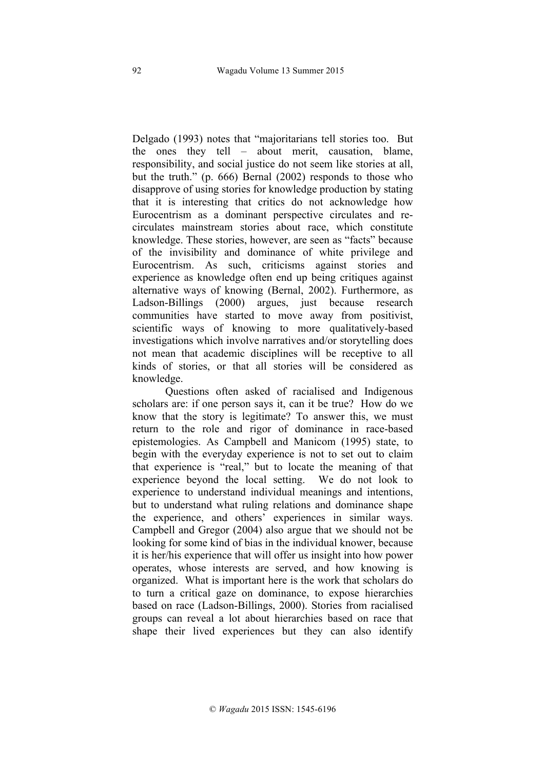Delgado (1993) notes that "majoritarians tell stories too. But the ones they tell – about merit, causation, blame, responsibility, and social justice do not seem like stories at all, but the truth." (p. 666) Bernal (2002) responds to those who disapprove of using stories for knowledge production by stating that it is interesting that critics do not acknowledge how Eurocentrism as a dominant perspective circulates and re-circulates mainstream stories about race, which constitute knowledge. These stories, however, are seen as "facts" because of the invisibility and dominance of white privilege and Eurocentrism. As such, criticisms against stories and experience as knowledge often end up being critiques against alternative ways of knowing (Bernal, 2002). Furthermore, as Ladson-Billings (2000) argues, just because research communities have started to move away from positivist, scientific ways of knowing to more qualitatively-based investigations which involve narratives and/or storytelling does not mean that academic disciplines will be receptive to all kinds of stories, or that all stories will be considered as knowledge.

Questions often asked of racialised and Indigenous scholars are: if one person says it, can it be true? How do we know that the story is legitimate? To answer this, we must return to the role and rigor of dominance in race-based epistemologies. As Campbell and Manicom (1995) state, to begin with the everyday experience is not to set out to claim that experience is "real," but to locate the meaning of that experience beyond the local setting. We do not look to experience to understand individual meanings and intentions, but to understand what ruling relations and dominance shape the experience, and others' experiences in similar ways. Campbell and Gregor (2004) also argue that we should not be looking for some kind of bias in the individual knower, because it is her/his experience that will offer us insight into how power operates, whose interests are served, and how knowing is organized. What is important here is the work that scholars do to turn a critical gaze on dominance, to expose hierarchies based on race (Ladson-Billings, 2000). Stories from racialised groups can reveal a lot about hierarchies based on race that shape their lived experiences but they can also identify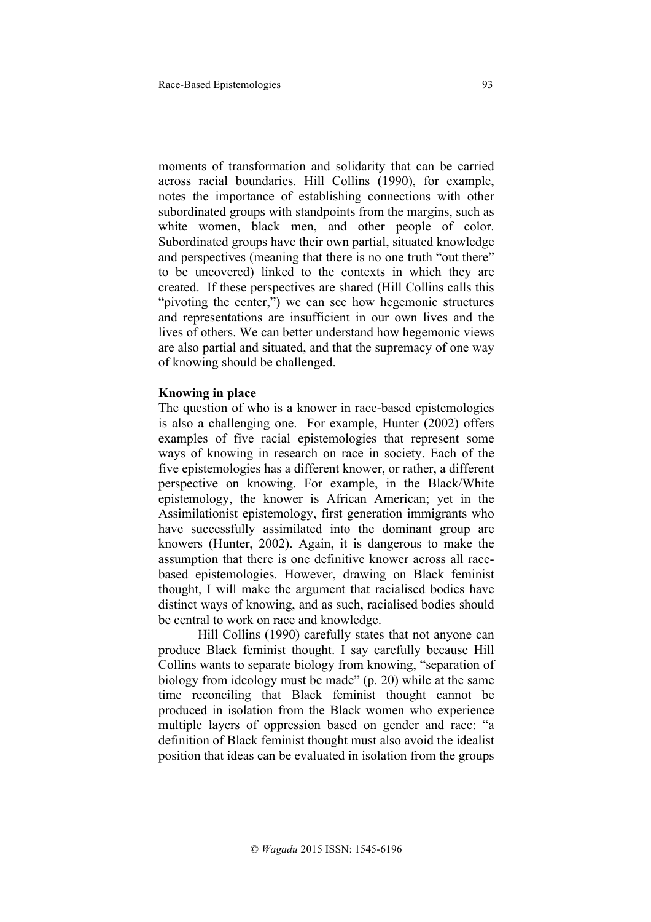moments of transformation and solidarity that can be carried across racial boundaries. Hill Collins (1990), for example, notes the importance of establishing connections with other subordinated groups with standpoints from the margins, such as white women, black men, and other people of color. Subordinated groups have their own partial, situated knowledge and perspectives (meaning that there is no one truth "out there" to be uncovered) linked to the contexts in which they are created. If these perspectives are shared (Hill Collins calls this "pivoting the center,") we can see how hegemonic structures and representations are insufficient in our own lives and the lives of others. We can better understand how hegemonic views are also partial and situated, and that the supremacy of one way of knowing should be challenged.

**Knowing in place**

The question of who is a knower in race-based epistemologies is also a challenging one. For example, Hunter (2002) offers examples of five racial epistemologies that represent some ways of knowing in research on race in society. Each of the five epistemologies has a different knower, or rather, a different perspective on knowing. For example, in the Black/White epistemology, the knower is African American; yet in the Assimilationist epistemology, first generation immigrants who have successfully assimilated into the dominant group are knowers (Hunter, 2002). Again, it is dangerous to make the assumption that there is one definitive knower across all race-based epistemologies. However, drawing on Black feminist thought, I will make the argument that racialised bodies have distinct ways of knowing, and as such, racialised bodies should be central to work on race and knowledge.

Hill Collins (1990) carefully states that not anyone can produce Black feminist thought. I say carefully because Hill Collins wants to separate biology from knowing, "separation of biology from ideology must be made" (p. 20) while at the same time reconciling that Black feminist thought cannot be produced in isolation from the Black women who experience multiple layers of oppression based on gender and race: "a definition of Black feminist thought must also avoid the idealist position that ideas can be evaluated in isolation from the groups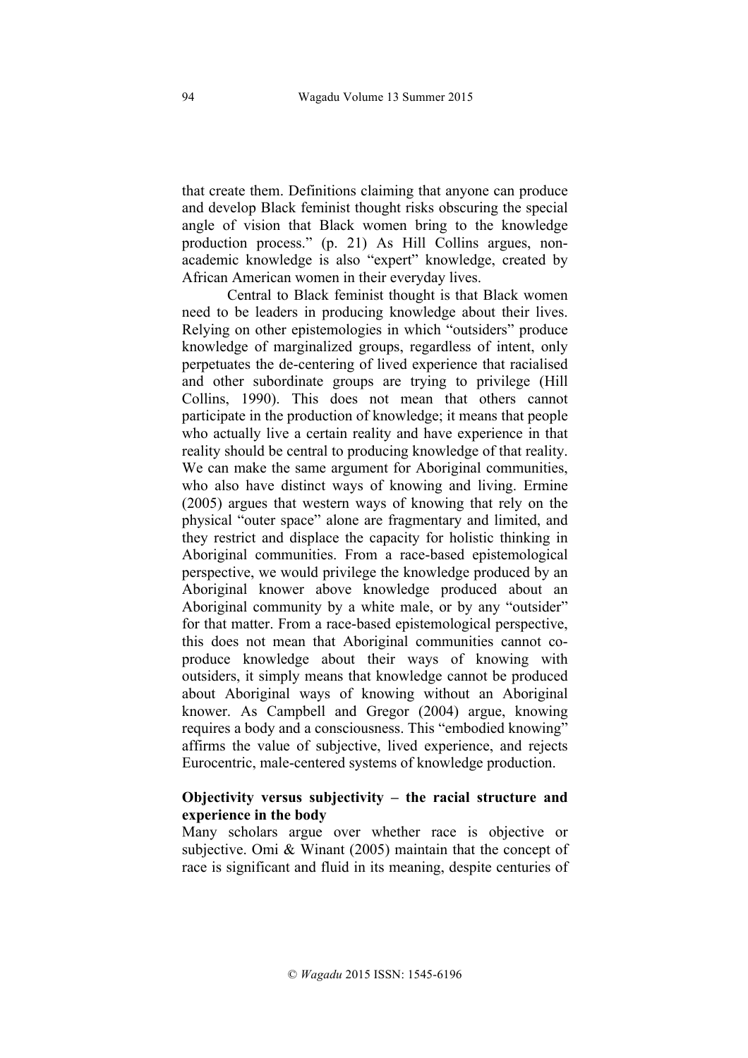that create them. Definitions claiming that anyone can produce and develop Black feminist thought risks obscuring the special angle of vision that Black women bring to the knowledge production process." (p. 21) As Hill Collins argues, non-academic knowledge is also "expert" knowledge, created by African American women in their everyday lives.

Central to Black feminist thought is that Black women need to be leaders in producing knowledge about their lives. Relying on other epistemologies in which "outsiders" produce knowledge of marginalized groups, regardless of intent, only perpetuates the de-centering of lived experience that racialised and other subordinate groups are trying to privilege (Hill Collins, 1990). This does not mean that others cannot participate in the production of knowledge; it means that people who actually live a certain reality and have experience in that reality should be central to producing knowledge of that reality. We can make the same argument for Aboriginal communities, who also have distinct ways of knowing and living. Ermine (2005) argues that western ways of knowing that rely on the physical "outer space" alone are fragmentary and limited, and they restrict and displace the capacity for holistic thinking in Aboriginal communities. From a race-based epistemological perspective, we would privilege the knowledge produced by an Aboriginal knower above knowledge produced about an Aboriginal community by a white male, or by any "outsider" for that matter. From a race-based epistemological perspective, this does not mean that Aboriginal communities cannot co-produce knowledge about their ways of knowing with outsiders, it simply means that knowledge cannot be produced about Aboriginal ways of knowing without an Aboriginal knower. As Campbell and Gregor (2004) argue, knowing requires a body and a consciousness. This "embodied knowing" affirms the value of subjective, lived experience, and rejects Eurocentric, male-centered systems of knowledge production.

**Objectivity versus subjectivity – the racial structure and experience in the body**

Many scholars argue over whether race is objective or subjective. Omi & Winant (2005) maintain that the concept of race is significant and fluid in its meaning, despite centuries of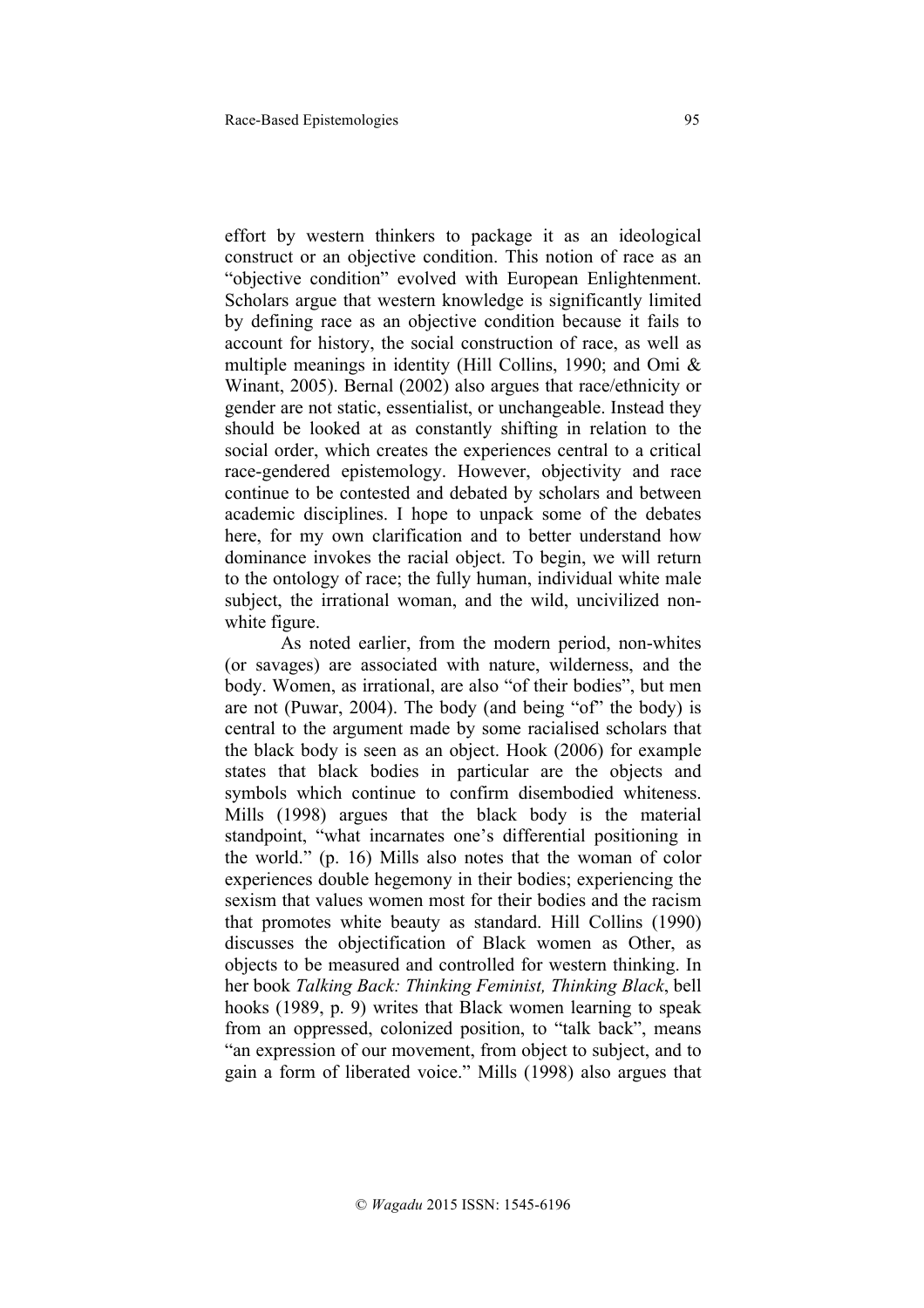effort by western thinkers to package it as an ideological construct or an objective condition. This notion of race as an "objective condition" evolved with European Enlightenment. Scholars argue that western knowledge is significantly limited by defining race as an objective condition because it fails to account for history, the social construction of race, as well as multiple meanings in identity (Hill Collins, 1990; and Omi & Winant, 2005). Bernal (2002) also argues that race/ethnicity or gender are not static, essentialist, or unchangeable. Instead they should be looked at as constantly shifting in relation to the social order, which creates the experiences central to a critical race-gendered epistemology. However, objectivity and race continue to be contested and debated by scholars and between academic disciplines. I hope to unpack some of the debates here, for my own clarification and to better understand how dominance invokes the racial object. To begin, we will return to the ontology of race; the fully human, individual white male subject, the irrational woman, and the wild, uncivilized non-white figure.

As noted earlier, from the modern period, non-whites (or savages) are associated with nature, wilderness, and the body. Women, as irrational, are also "of their bodies", but men are not (Puwar, 2004). The body (and being "of" the body) is central to the argument made by some racialised scholars that the black body is seen as an object. Hook (2006) for example states that black bodies in particular are the objects and symbols which continue to confirm disembodied whiteness. Mills (1998) argues that the black body is the material standpoint, "what incarnates one's differential positioning in the world." (p. 16) Mills also notes that the woman of color experiences double hegemony in their bodies; experiencing the sexism that values women most for their bodies and the racism that promotes white beauty as standard. Hill Collins (1990) discusses the objectification of Black women as Other, as objects to be measured and controlled for western thinking. In her book *Talking Back: Thinking Feminist, Thinking Black*, bell hooks (1989, p. 9) writes that Black women learning to speak from an oppressed, colonized position, to "talk back", means "an expression of our movement, from object to subject, and to gain a form of liberated voice." Mills (1998) also argues that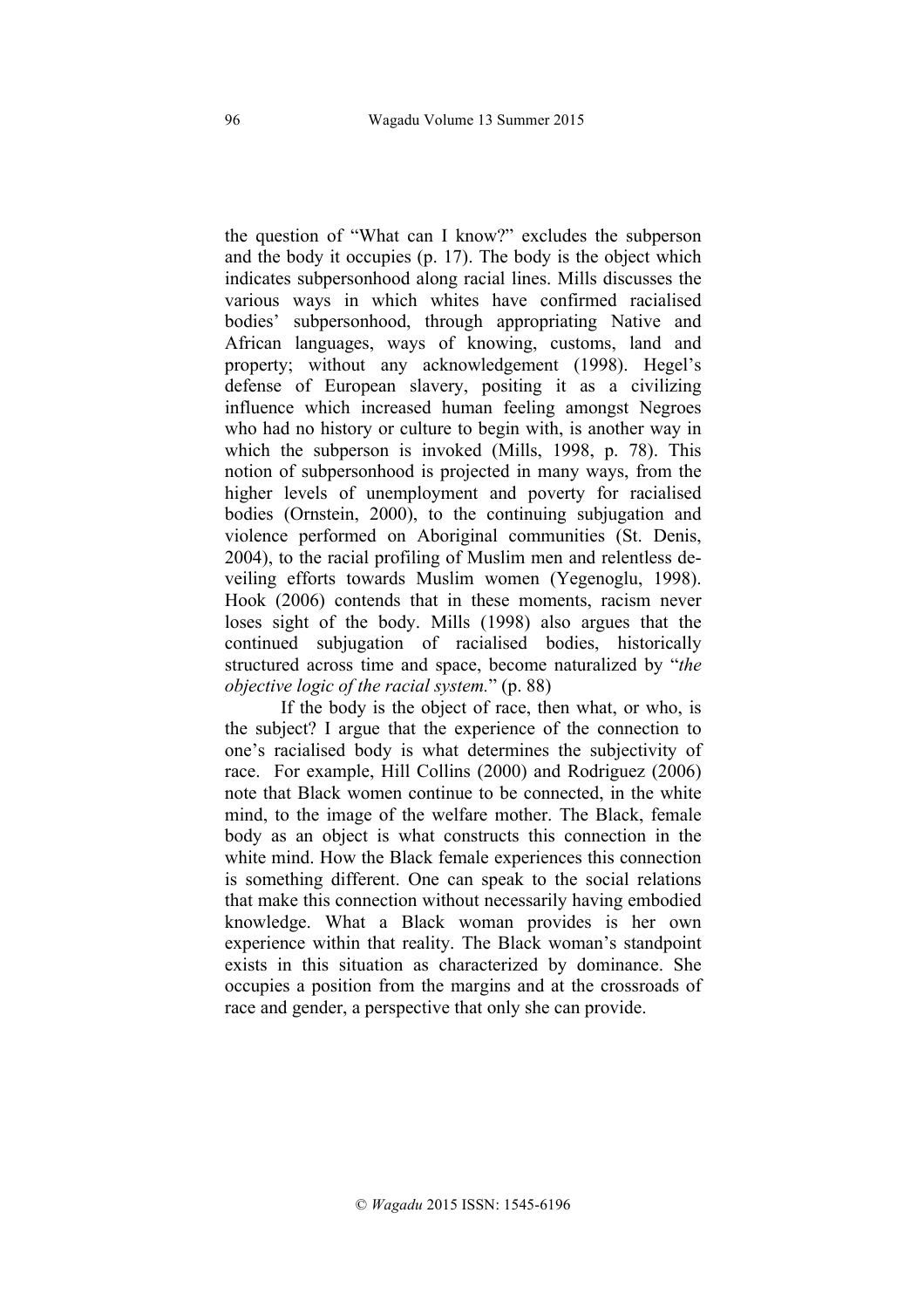the question of "What can I know?" excludes the subperson and the body it occupies (p. 17). The body is the object which indicates subpersonhood along racial lines. Mills discusses the various ways in which whites have confirmed racialised bodies' subpersonhood, through appropriating Native and African languages, ways of knowing, customs, land and property; without any acknowledgement (1998). Hegel's defense of European slavery, positing it as a civilizing influence which increased human feeling amongst Negroes who had no history or culture to begin with, is another way in which the subperson is invoked (Mills, 1998, p. 78). This notion of subpersonhood is projected in many ways, from the higher levels of unemployment and poverty for racialised bodies (Ornstein, 2000), to the continuing subjugation and violence performed on Aboriginal communities (St. Denis, 2004), to the racial profiling of Muslim men and relentless de-veiling efforts towards Muslim women (Yegenoglu, 1998). Hook (2006) contends that in these moments, racism never loses sight of the body. Mills (1998) also argues that the continued subjugation of racialised bodies, historically structured across time and space, become naturalized by "*the objective logic of the racial system.*" (p. 88)

If the body is the object of race, then what, or who, is the subject? I argue that the experience of the connection to one's racialised body is what determines the subjectivity of race. For example, Hill Collins (2000) and Rodriguez (2006) note that Black women continue to be connected, in the white mind, to the image of the welfare mother. The Black, female body as an object is what constructs this connection in the white mind. How the Black female experiences this connection is something different. One can speak to the social relations that make this connection without necessarily having embodied knowledge. What a Black woman provides is her own experience within that reality. The Black woman's standpoint exists in this situation as characterized by dominance. She occupies a position from the margins and at the crossroads of race and gender, a perspective that only she can provide.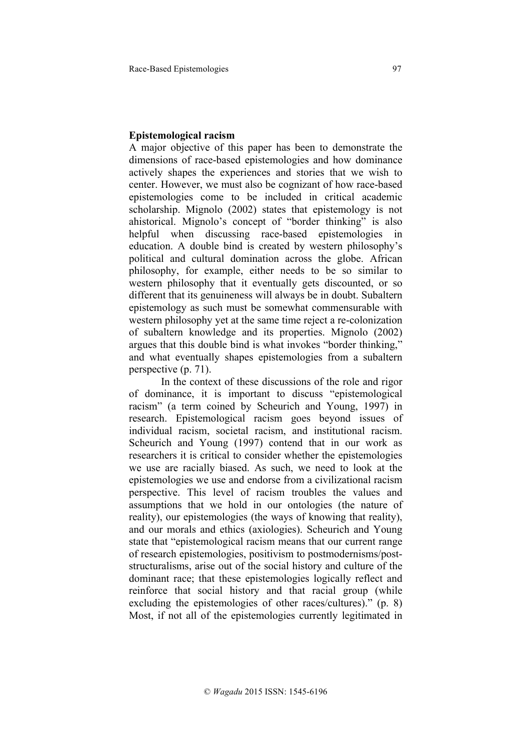## Epistemological racism

A major objective of this paper has been to demonstrate the dimensions of race-based epistemologies and how dominance actively shapes the experiences and stories that we wish to center. However, we must also be cognizant of how race-based epistemologies come to be included in critical academic scholarship. Mignolo (2002) states that epistemology is not ahistorical. Mignolo's concept of "border thinking" is also helpful when discussing race-based epistemologies in education. A double bind is created by western philosophy's political and cultural domination across the globe. African philosophy, for example, either needs to be so similar to western philosophy that it eventually gets discounted, or so different that its genuineness will always be in doubt. Subaltern epistemology as such must be somewhat commensurable with western philosophy yet at the same time reject a re-colonization of subaltern knowledge and its properties. Mignolo (2002) argues that this double bind is what invokes "border thinking," and what eventually shapes epistemologies from a subaltern perspective (p. 71).

In the context of these discussions of the role and rigor of dominance, it is important to discuss "epistemological racism" (a term coined by Scheurich and Young, 1997) in research. Epistemological racism goes beyond issues of individual racism, societal racism, and institutional racism. Scheurich and Young (1997) contend that in our work as researchers it is critical to consider whether the epistemologies we use are racially biased. As such, we need to look at the epistemologies we use and endorse from a civilizational racism perspective. This level of racism troubles the values and assumptions that we hold in our ontologies (the nature of reality), our epistemologies (the ways of knowing that reality), and our morals and ethics (axiologies). Scheurich and Young state that "epistemological racism means that our current range of research epistemologies, positivism to postmodernisms/post-structuralisms, arise out of the social history and culture of the dominant race; that these epistemologies logically reflect and reinforce that social history and that racial group (while excluding the epistemologies of other races/cultures)." (p. 8) Most, if not all of the epistemologies currently legitimated in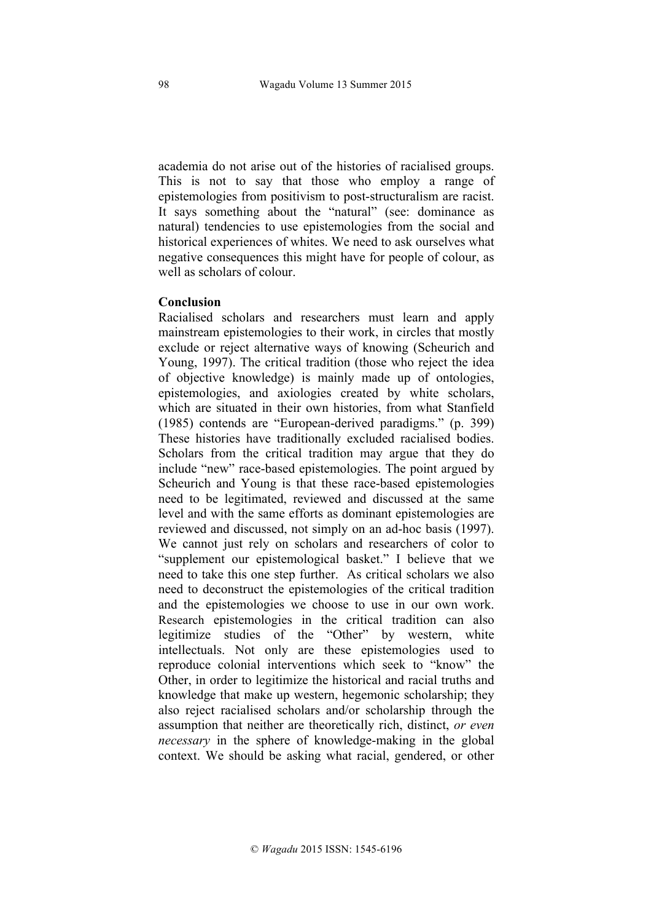academia do not arise out of the histories of racialised groups. This is not to say that those who employ a range of epistemologies from positivism to post-structuralism are racist. It says something about the "natural" (see: dominance as natural) tendencies to use epistemologies from the social and historical experiences of whites. We need to ask ourselves what negative consequences this might have for people of colour, as well as scholars of colour.

**Conclusion**

Racialised scholars and researchers must learn and apply mainstream epistemologies to their work, in circles that mostly exclude or reject alternative ways of knowing (Scheurich and Young, 1997). The critical tradition (those who reject the idea of objective knowledge) is mainly made up of ontologies, epistemologies, and axiologies created by white scholars, which are situated in their own histories, from what Stanfield (1985) contends are "European-derived paradigms." (p. 399) These histories have traditionally excluded racialised bodies. Scholars from the critical tradition may argue that they do include "new" race-based epistemologies. The point argued by Scheurich and Young is that these race-based epistemologies need to be legitimated, reviewed and discussed at the same level and with the same efforts as dominant epistemologies are reviewed and discussed, not simply on an ad-hoc basis (1997). We cannot just rely on scholars and researchers of color to "supplement our epistemological basket." I believe that we need to take this one step further. As critical scholars we also need to deconstruct the epistemologies of the critical tradition and the epistemologies we choose to use in our own work. Research epistemologies in the critical tradition can also legitimize studies of the "Other" by western, white intellectuals. Not only are these epistemologies used to reproduce colonial interventions which seek to "know" the Other, in order to legitimize the historical and racial truths and knowledge that make up western, hegemonic scholarship; they also reject racialised scholars and/or scholarship through the assumption that neither are theoretically rich, distinct, *or even necessary* in the sphere of knowledge-making in the global context. We should be asking what racial, gendered, or other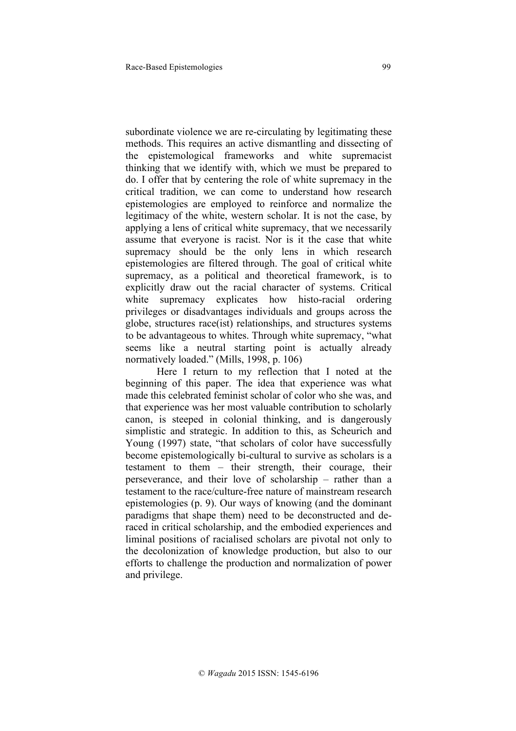subordinate violence we are re-circulating by legitimating these methods. This requires an active dismantling and dissecting of the epistemological frameworks and white supremacist thinking that we identify with, which we must be prepared to do. I offer that by centering the role of white supremacy in the critical tradition, we can come to understand how research epistemologies are employed to reinforce and normalize the legitimacy of the white, western scholar. It is not the case, by applying a lens of critical white supremacy, that we necessarily assume that everyone is racist. Nor is it the case that white supremacy should be the only lens in which research epistemologies are filtered through. The goal of critical white supremacy, as a political and theoretical framework, is to explicitly draw out the racial character of systems. Critical white supremacy explicates how histo-racial ordering privileges or disadvantages individuals and groups across the globe, structures race(ist) relationships, and structures systems to be advantageous to whites. Through white supremacy, "what seems like a neutral starting point is actually already normatively loaded." (Mills, 1998, p. 106)

Here I return to my reflection that I noted at the beginning of this paper. The idea that experience was what made this celebrated feminist scholar of color who she was, and that experience was her most valuable contribution to scholarly canon, is steeped in colonial thinking, and is dangerously simplistic and strategic. In addition to this, as Scheurich and Young (1997) state, "that scholars of color have successfully become epistemologically bi-cultural to survive as scholars is a testament to them – their strength, their courage, their perseverance, and their love of scholarship – rather than a testament to the race/culture-free nature of mainstream research epistemologies (p. 9). Our ways of knowing (and the dominant paradigms that shape them) need to be deconstructed and de-raced in critical scholarship, and the embodied experiences and liminal positions of racialised scholars are pivotal not only to the decolonization of knowledge production, but also to our efforts to challenge the production and normalization of power and privilege.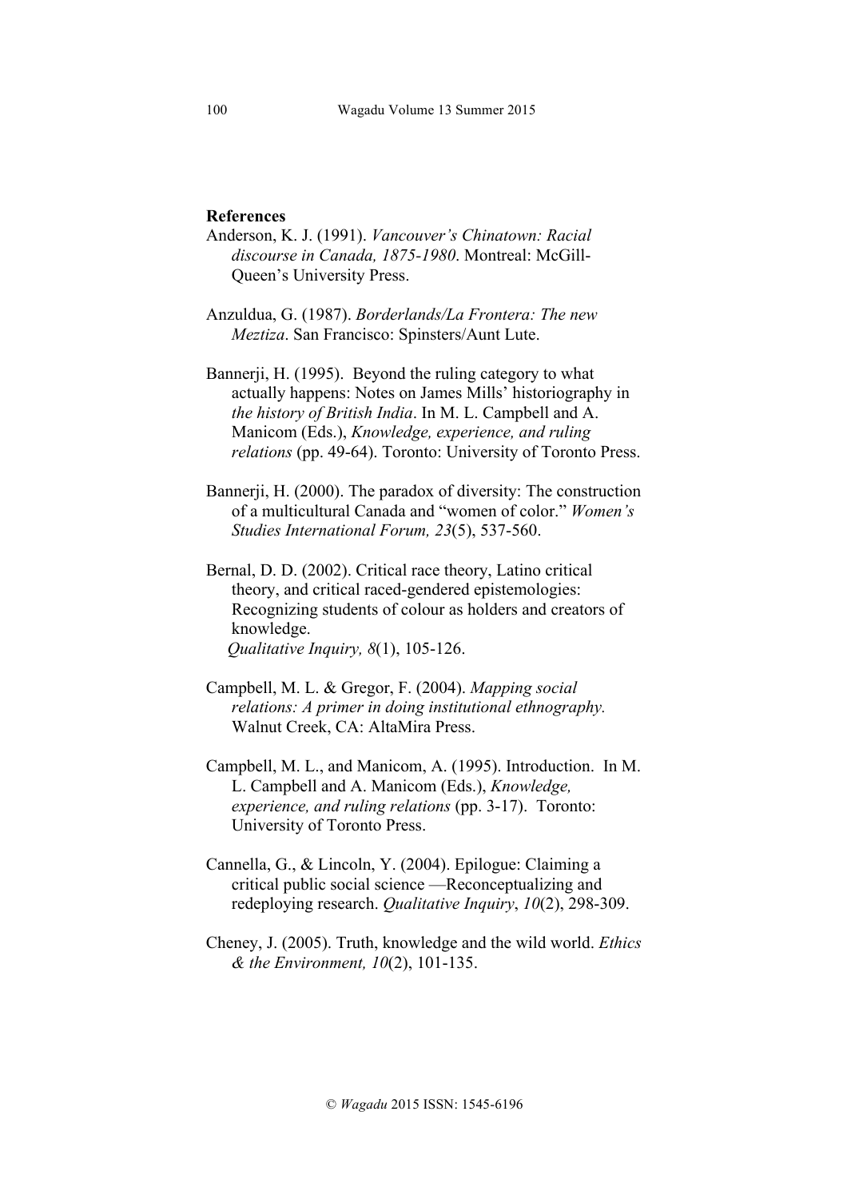**References**

Anderson, K. J. (1991). *Vancouver's Chinatown: Racial discourse in Canada, 1875-1980*. Montreal: McGill-Queen's University Press.

Anzuldua, G. (1987). *Borderlands/La Frontera: The new Meztiza*. San Francisco: Spinsters/Aunt Lute.

Bannerji, H. (1995). Beyond the ruling category to what actually happens: Notes on James Mills' historiography in *the history of British India*. In M. L. Campbell and A. Manicom (Eds.), *Knowledge, experience, and ruling relations* (pp. 49-64). Toronto: University of Toronto Press.

Bannerji, H. (2000). The paradox of diversity: The construction of a multicultural Canada and "women of color." *Women's Studies International Forum, 23*(5), 537-560.

Bernal, D. D. (2002). Critical race theory, Latino critical theory, and critical raced-gendered epistemologies: Recognizing students of colour as holders and creators of knowledge. *Qualitative Inquiry, 8*(1), 105-126.

Campbell, M. L. & Gregor, F. (2004). *Mapping social relations: A primer in doing institutional ethnography.* Walnut Creek, CA: AltaMira Press.

Campbell, M. L., and Manicom, A. (1995). Introduction. In M. L. Campbell and A. Manicom (Eds.), *Knowledge, experience, and ruling relations* (pp. 3-17). Toronto: University of Toronto Press.

Cannella, G., & Lincoln, Y. (2004). Epilogue: Claiming a critical public social science —Reconceptualizing and redeploying research. *Qualitative Inquiry*, *10*(2), 298-309.

Cheney, J. (2005). Truth, knowledge and the wild world. *Ethics & the Environment, 10*(2), 101-135.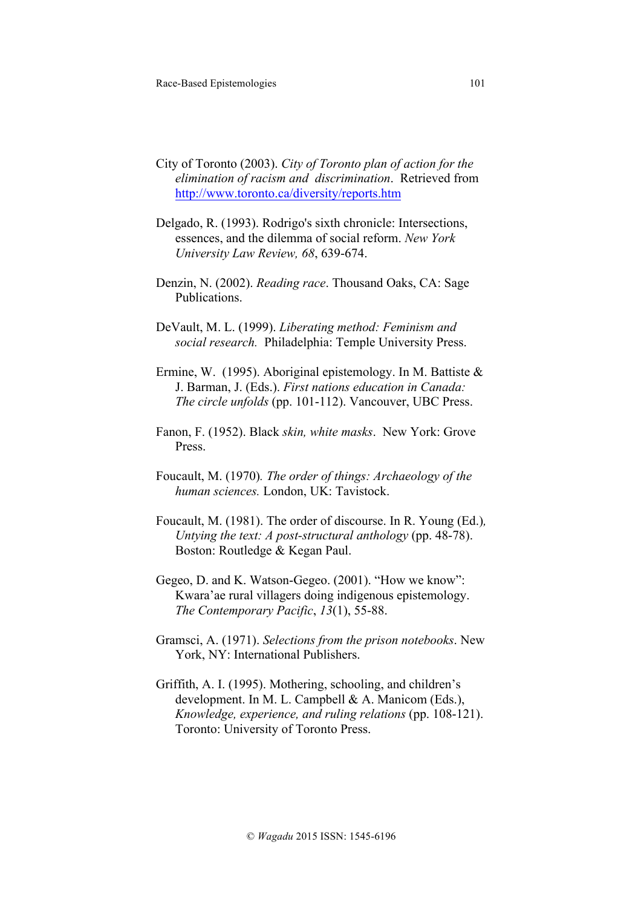City of Toronto (2003). *City of Toronto plan of action for the elimination of racism and discrimination*. Retrieved from http://www.toronto.ca/diversity/reports.htm

Delgado, R. (1993). Rodrigo's sixth chronicle: Intersections, essences, and the dilemma of social reform. *New York University Law Review, 68*, 639-674.

Denzin, N. (2002). *Reading race*. Thousand Oaks, CA: Sage Publications.

DeVault, M. L. (1999). *Liberating method: Feminism and social research.* Philadelphia: Temple University Press.

Ermine, W. (1995). Aboriginal epistemology. In M. Battiste & J. Barman, J. (Eds.). *First nations education in Canada: The circle unfolds* (pp. 101-112). Vancouver, UBC Press.

Fanon, F. (1952). Black *skin, white masks*. New York: Grove Press.

Foucault, M. (1970). *The order of things: Archaeology of the human sciences.* London, UK: Tavistock.

Foucault, M. (1981). The order of discourse. In R. Young (Ed.), *Untying the text: A post-structural anthology* (pp. 48-78). Boston: Routledge & Kegan Paul.

Gegeo, D. and K. Watson-Gegeo. (2001). "How we know": Kwara'ae rural villagers doing indigenous epistemology. *The Contemporary Pacific*, *13*(1), 55-88.

Gramsci, A. (1971). *Selections from the prison notebooks*. New York, NY: International Publishers.

Griffith, A. I. (1995). Mothering, schooling, and children's development. In M. L. Campbell & A. Manicom (Eds.), *Knowledge, experience, and ruling relations* (pp. 108-121). Toronto: University of Toronto Press.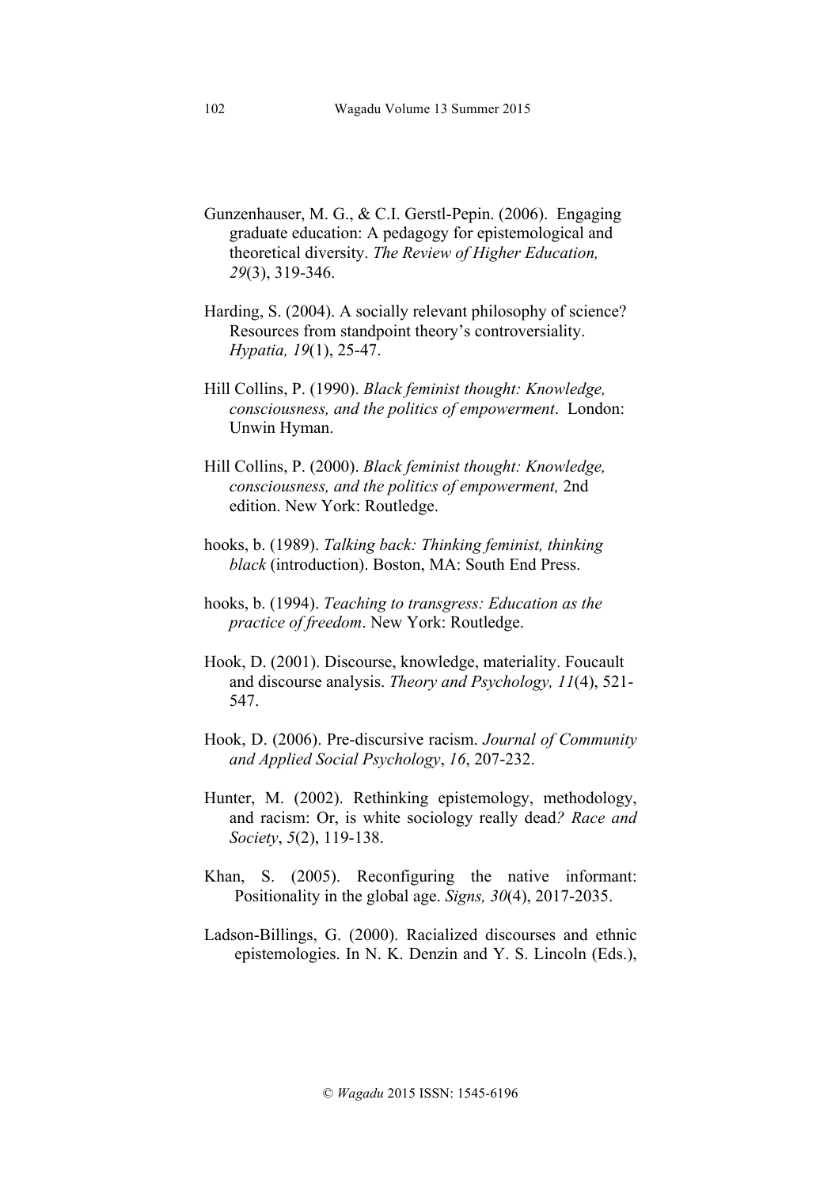Gunzenhauser, M. G., & C.I. Gerstl-Pepin. (2006). Engaging graduate education: A pedagogy for epistemological and theoretical diversity. *The Review of Higher Education, 29*(3), 319-346.

Harding, S. (2004). A socially relevant philosophy of science? Resources from standpoint theory's controversiality. *Hypatia, 19*(1), 25-47.

Hill Collins, P. (1990). *Black feminist thought: Knowledge, consciousness, and the politics of empowerment*. London: Unwin Hyman.

Hill Collins, P. (2000). *Black feminist thought: Knowledge, consciousness, and the politics of empowerment,* 2nd edition. New York: Routledge.

hooks, b. (1989). *Talking back: Thinking feminist, thinking black* (introduction). Boston, MA: South End Press.

hooks, b. (1994). *Teaching to transgress: Education as the practice of freedom*. New York: Routledge.

Hook, D. (2001). Discourse, knowledge, materiality. Foucault and discourse analysis. *Theory and Psychology, 11*(4), 521-547.

Hook, D. (2006). Pre-discursive racism. *Journal of Community and Applied Social Psychology*, *16*, 207-232.

Hunter, M. (2002). Rethinking epistemology, methodology, and racism: Or, is white sociology really dead*? Race and Society*, *5*(2), 119-138.

Khan, S. (2005). Reconfiguring the native informant: Positionality in the global age. *Signs, 30*(4), 2017-2035.

Ladson-Billings, G. (2000). Racialized discourses and ethnic epistemologies. In N. K. Denzin and Y. S. Lincoln (Eds.),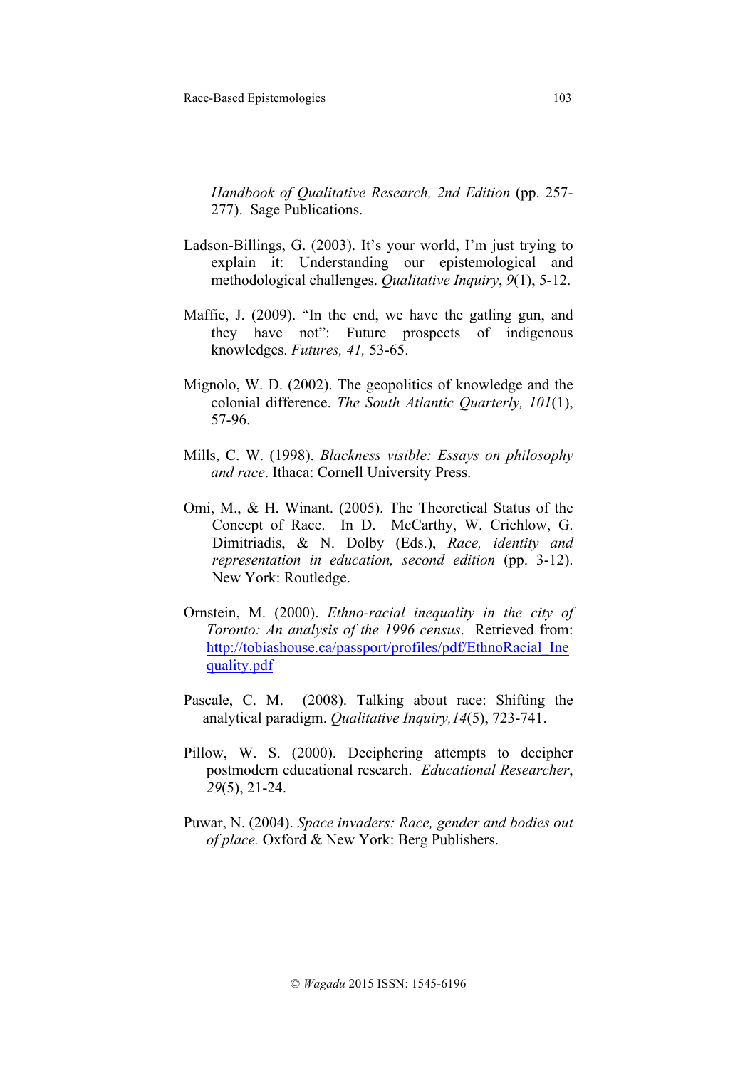*Handbook of Qualitative Research, 2nd Edition* (pp. 257-277). Sage Publications.

Ladson-Billings, G. (2003). It's your world, I'm just trying to explain it: Understanding our epistemological and methodological challenges. *Qualitative Inquiry*, *9*(1), 5-12.

Maffie, J. (2009). "In the end, we have the gatling gun, and they have not": Future prospects of indigenous knowledges. *Futures, 41,* 53-65.

Mignolo, W. D. (2002). The geopolitics of knowledge and the colonial difference. *The South Atlantic Quarterly, 101*(1), 57-96.

Mills, C. W. (1998). *Blackness visible: Essays on philosophy and race*. Ithaca: Cornell University Press.

Omi, M., & H. Winant. (2005). The Theoretical Status of the Concept of Race. In D. McCarthy, W. Crichlow, G. Dimitriadis, & N. Dolby (Eds.), *Race, identity and representation in education, second edition* (pp. 3-12). New York: Routledge.

Ornstein, M. (2000). *Ethno-racial inequality in the city of Toronto: An analysis of the 1996 census*. Retrieved from: http://tobiashouse.ca/passport/profiles/pdf/EthnoRacial_Inequality.pdf

Pascale, C. M. (2008). Talking about race: Shifting the analytical paradigm. *Qualitative Inquiry,14*(5), 723-741.

Pillow, W. S. (2000). Deciphering attempts to decipher postmodern educational research. *Educational Researcher*, *29*(5), 21-24.

Puwar, N. (2004). *Space invaders: Race, gender and bodies out of place.* Oxford & New York: Berg Publishers.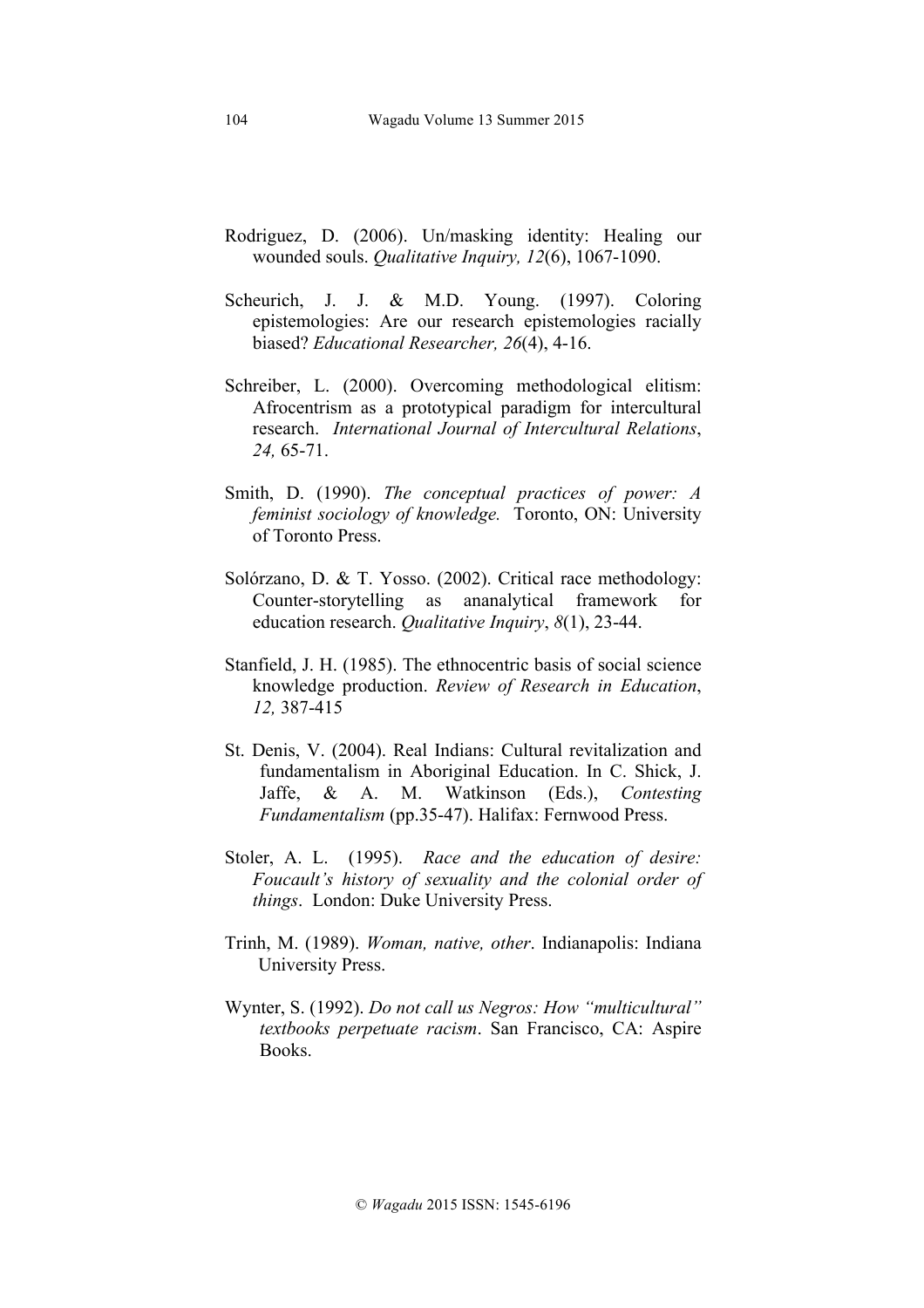Rodriguez, D. (2006). Un/masking identity: Healing our wounded souls. *Qualitative Inquiry, 12*(6), 1067-1090.

Scheurich, J. J. & M.D. Young. (1997). Coloring epistemologies: Are our research epistemologies racially biased? *Educational Researcher, 26*(4), 4-16.

Schreiber, L. (2000). Overcoming methodological elitism: Afrocentrism as a prototypical paradigm for intercultural research. *International Journal of Intercultural Relations*, *24,* 65-71.

Smith, D. (1990). *The conceptual practices of power: A feminist sociology of knowledge.* Toronto, ON: University of Toronto Press.

Solórzano, D. & T. Yosso. (2002). Critical race methodology: Counter-storytelling as ananalytical framework for education research. *Qualitative Inquiry*, *8*(1), 23-44.

Stanfield, J. H. (1985). The ethnocentric basis of social science knowledge production. *Review of Research in Education*, *12,* 387-415

St. Denis, V. (2004). Real Indians: Cultural revitalization and fundamentalism in Aboriginal Education. In C. Shick, J. Jaffe, & A. M. Watkinson (Eds.), *Contesting Fundamentalism* (pp.35-47). Halifax: Fernwood Press.

Stoler, A. L. (1995). *Race and the education of desire: Foucault's history of sexuality and the colonial order of things*. London: Duke University Press.

Trinh, M. (1989). *Woman, native, other*. Indianapolis: Indiana University Press.

Wynter, S. (1992). *Do not call us Negros: How "multicultural" textbooks perpetuate racism*. San Francisco, CA: Aspire Books.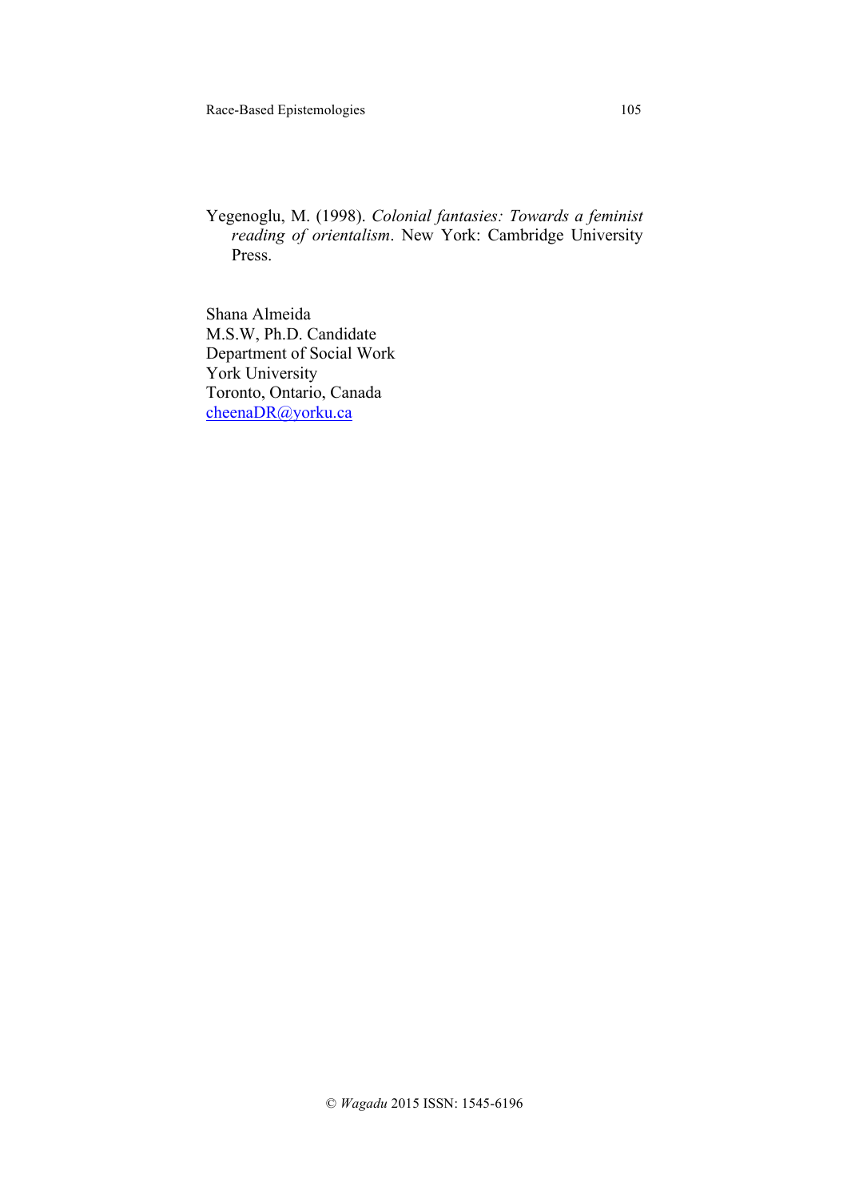Yegenoglu, M. (1998). *Colonial fantasies: Towards a feminist reading of orientalism*. New York: Cambridge University Press.

Shana Almeida
M.S.W, Ph.D. Candidate
Department of Social Work
York University
Toronto, Ontario, Canada
cheenaDR@yorku.ca